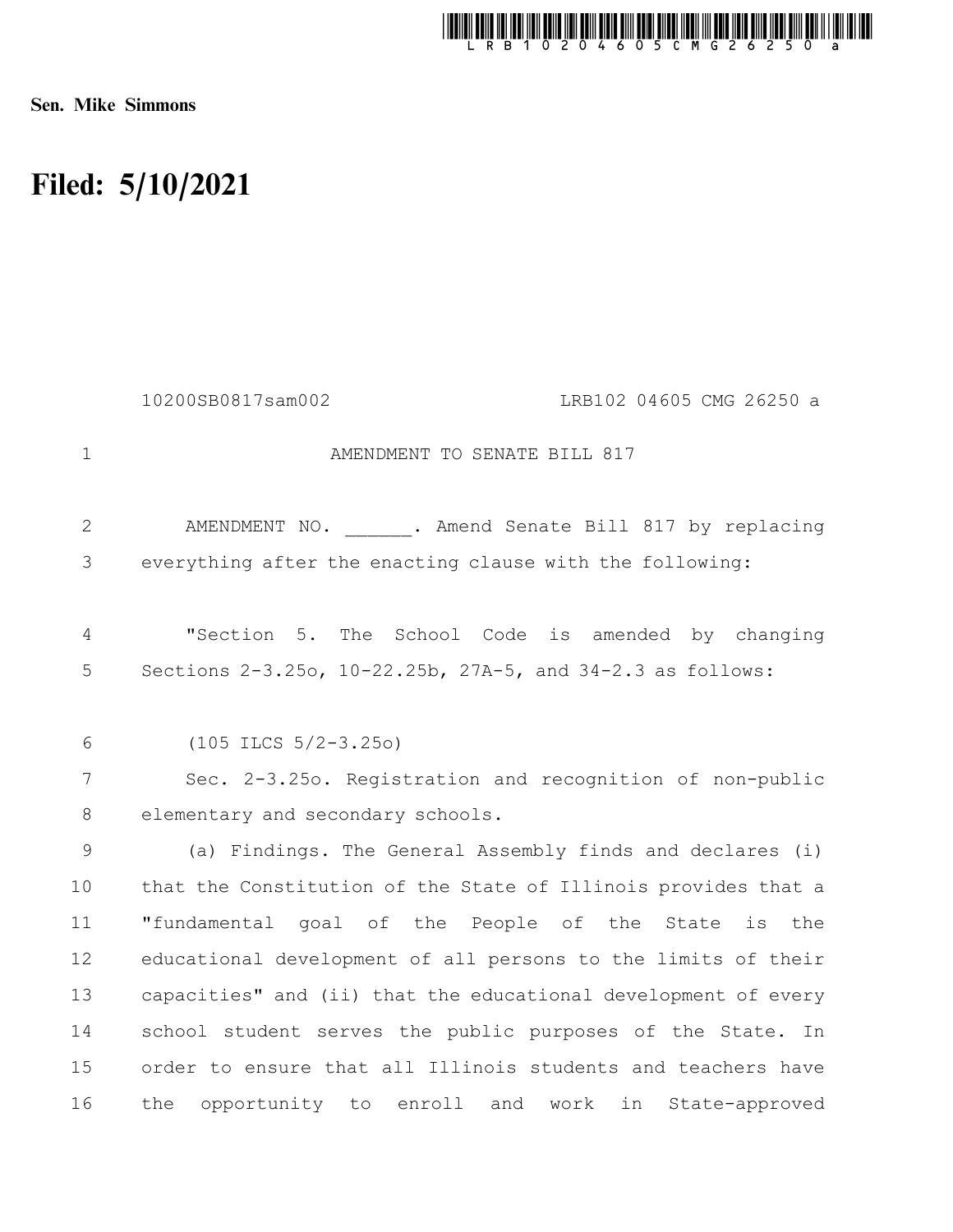**Sen. Mike Simmons**

# Filed: 5/10/2021

10200SB0817sam002 LRB102 04605 CMG 26250 a

AMENDMENT TO SENATE BILL 817

AMENDMENT NO. ______. Amend Senate Bill 817 by replacing everything after the enacting clause with the following:

"Section 5. The School Code is amended by changing Sections 2-3.25o, 10-22.25b, 27A-5, and 34-2.3 as follows:

(105 ILCS 5/2-3.25o)

Sec. 2-3.25o. Registration and recognition of non-public elementary and secondary schools.

(a) Findings. The General Assembly finds and declares (i) that the Constitution of the State of Illinois provides that a "fundamental goal of the People of the State is the educational development of all persons to the limits of their capacities" and (ii) that the educational development of every school student serves the public purposes of the State. In order to ensure that all Illinois students and teachers have the opportunity to enroll and work in State-approved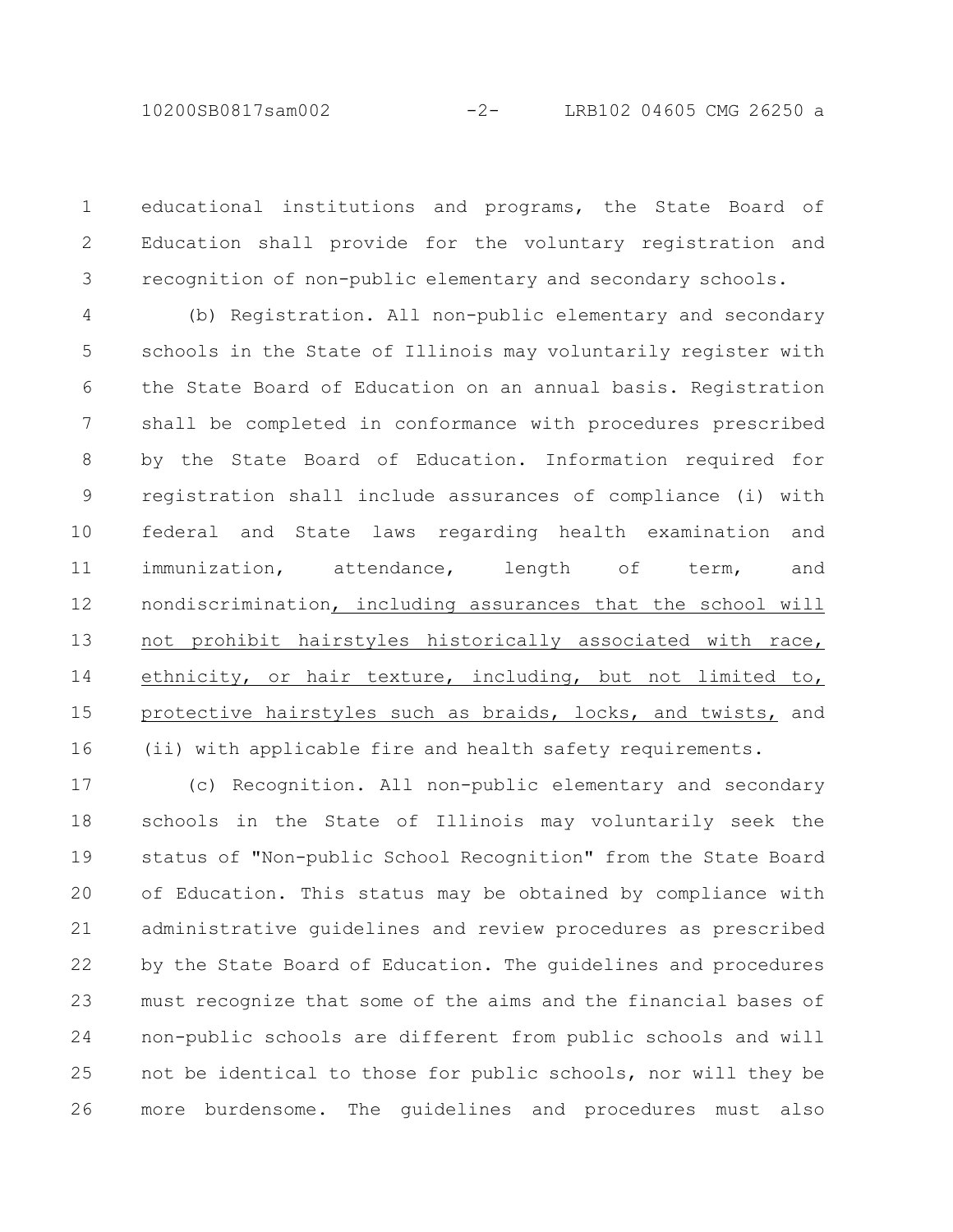educational institutions and programs, the State Board of Education shall provide for the voluntary registration and recognition of non-public elementary and secondary schools.

(b) Registration. All non-public elementary and secondary schools in the State of Illinois may voluntarily register with the State Board of Education on an annual basis. Registration shall be completed in conformance with procedures prescribed by the State Board of Education. Information required for registration shall include assurances of compliance (i) with federal and State laws regarding health examination and immunization, attendance, length of term, and nondiscrimination<u>, including assurances that the school will not prohibit hairstyles historically associated with race, ethnicity, or hair texture, including, but not limited to, protective hairstyles such as braids, locks, and twists,</u> and (ii) with applicable fire and health safety requirements.

(c) Recognition. All non-public elementary and secondary schools in the State of Illinois may voluntarily seek the status of "Non-public School Recognition" from the State Board of Education. This status may be obtained by compliance with administrative guidelines and review procedures as prescribed by the State Board of Education. The guidelines and procedures must recognize that some of the aims and the financial bases of non-public schools are different from public schools and will not be identical to those for public schools, nor will they be more burdensome. The guidelines and procedures must also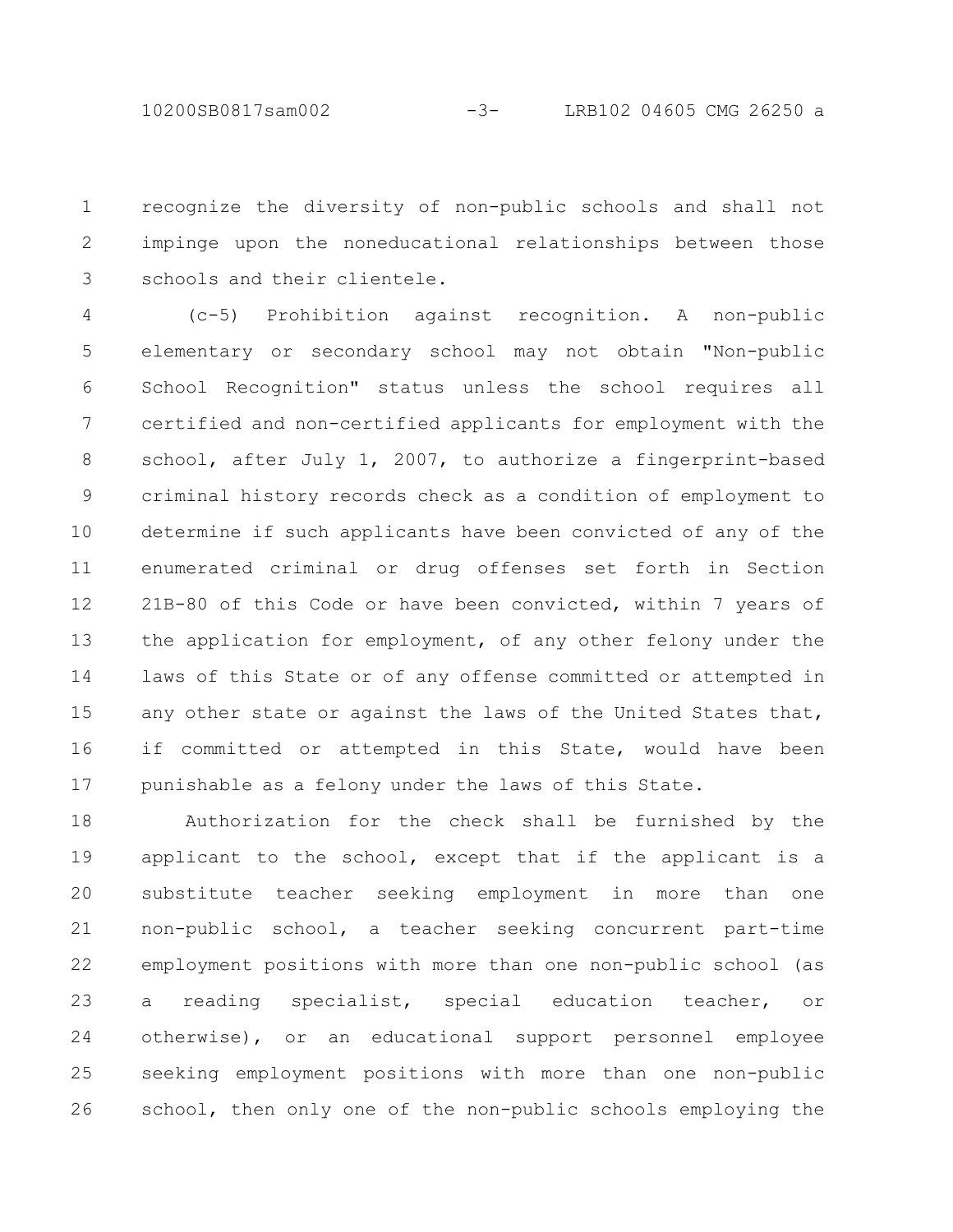recognize the diversity of non-public schools and shall not impinge upon the noneducational relationships between those schools and their clientele.

(c-5) Prohibition against recognition. A non-public elementary or secondary school may not obtain "Non-public School Recognition" status unless the school requires all certified and non-certified applicants for employment with the school, after July 1, 2007, to authorize a fingerprint-based criminal history records check as a condition of employment to determine if such applicants have been convicted of any of the enumerated criminal or drug offenses set forth in Section 21B-80 of this Code or have been convicted, within 7 years of the application for employment, of any other felony under the laws of this State or of any offense committed or attempted in any other state or against the laws of the United States that, if committed or attempted in this State, would have been punishable as a felony under the laws of this State.

Authorization for the check shall be furnished by the applicant to the school, except that if the applicant is a substitute teacher seeking employment in more than one non-public school, a teacher seeking concurrent part-time employment positions with more than one non-public school (as a reading specialist, special education teacher, or otherwise), or an educational support personnel employee seeking employment positions with more than one non-public school, then only one of the non-public schools employing the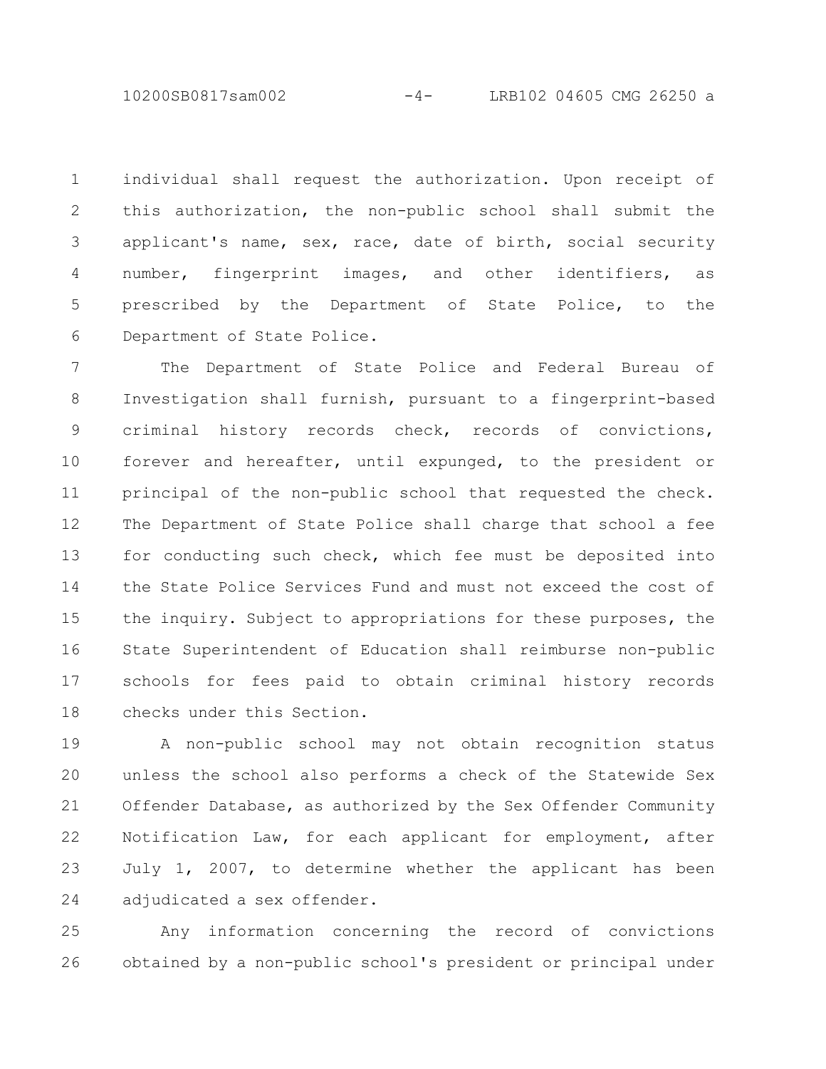individual shall request the authorization. Upon receipt of this authorization, the non-public school shall submit the applicant's name, sex, race, date of birth, social security number, fingerprint images, and other identifiers, as prescribed by the Department of State Police, to the Department of State Police.

The Department of State Police and Federal Bureau of Investigation shall furnish, pursuant to a fingerprint-based criminal history records check, records of convictions, forever and hereafter, until expunged, to the president or principal of the non-public school that requested the check. The Department of State Police shall charge that school a fee for conducting such check, which fee must be deposited into the State Police Services Fund and must not exceed the cost of the inquiry. Subject to appropriations for these purposes, the State Superintendent of Education shall reimburse non-public schools for fees paid to obtain criminal history records checks under this Section.

A non-public school may not obtain recognition status unless the school also performs a check of the Statewide Sex Offender Database, as authorized by the Sex Offender Community Notification Law, for each applicant for employment, after July 1, 2007, to determine whether the applicant has been adjudicated a sex offender.

Any information concerning the record of convictions obtained by a non-public school's president or principal under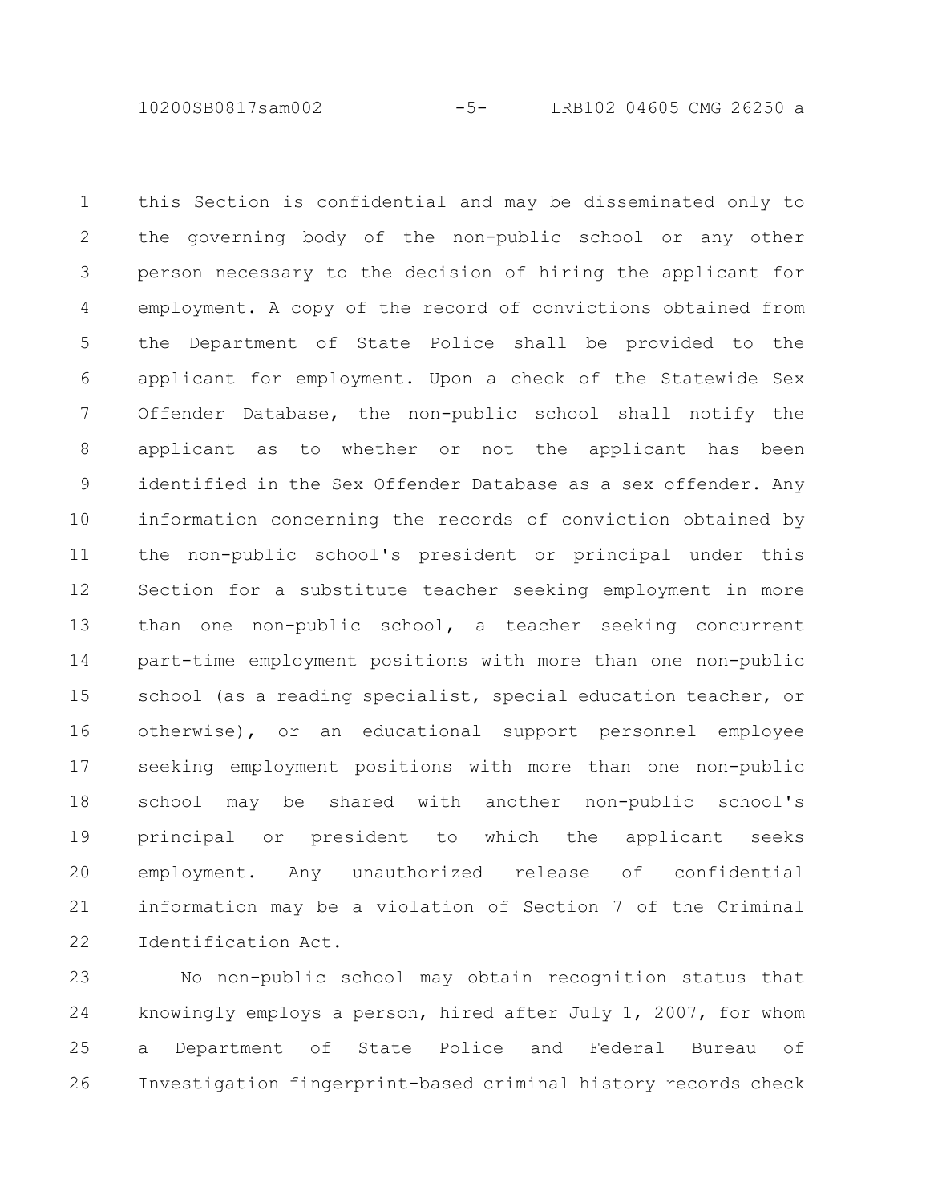this Section is confidential and may be disseminated only to the governing body of the non-public school or any other person necessary to the decision of hiring the applicant for employment. A copy of the record of convictions obtained from the Department of State Police shall be provided to the applicant for employment. Upon a check of the Statewide Sex Offender Database, the non-public school shall notify the applicant as to whether or not the applicant has been identified in the Sex Offender Database as a sex offender. Any information concerning the records of conviction obtained by the non-public school's president or principal under this Section for a substitute teacher seeking employment in more than one non-public school, a teacher seeking concurrent part-time employment positions with more than one non-public school (as a reading specialist, special education teacher, or otherwise), or an educational support personnel employee seeking employment positions with more than one non-public school may be shared with another non-public school's principal or president to which the applicant seeks employment. Any unauthorized release of confidential information may be a violation of Section 7 of the Criminal Identification Act.

No non-public school may obtain recognition status that knowingly employs a person, hired after July 1, 2007, for whom a Department of State Police and Federal Bureau of Investigation fingerprint-based criminal history records check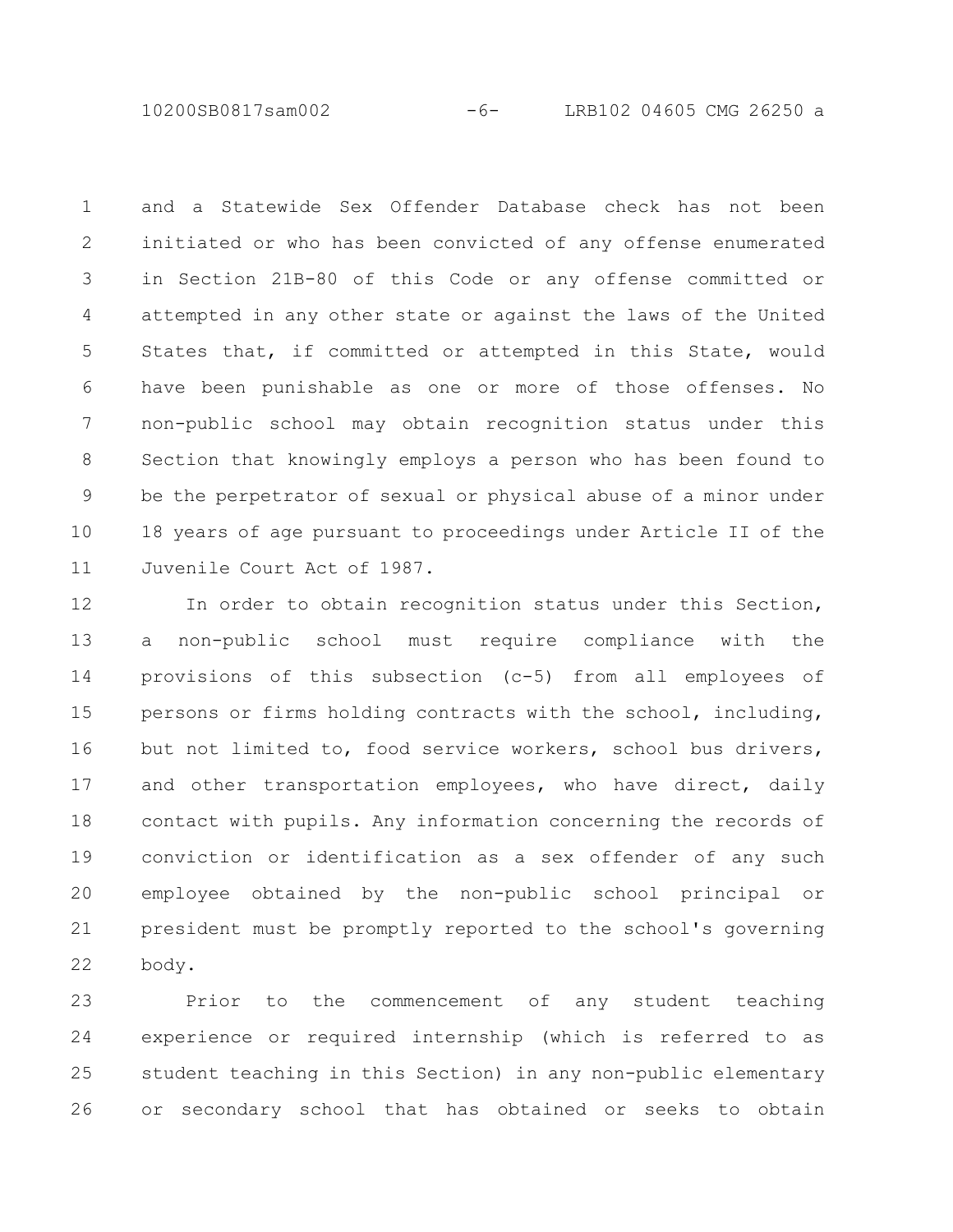and a Statewide Sex Offender Database check has not been initiated or who has been convicted of any offense enumerated in Section 21B-80 of this Code or any offense committed or attempted in any other state or against the laws of the United States that, if committed or attempted in this State, would have been punishable as one or more of those offenses. No non-public school may obtain recognition status under this Section that knowingly employs a person who has been found to be the perpetrator of sexual or physical abuse of a minor under 18 years of age pursuant to proceedings under Article II of the Juvenile Court Act of 1987.

In order to obtain recognition status under this Section, a non-public school must require compliance with the provisions of this subsection (c-5) from all employees of persons or firms holding contracts with the school, including, but not limited to, food service workers, school bus drivers, and other transportation employees, who have direct, daily contact with pupils. Any information concerning the records of conviction or identification as a sex offender of any such employee obtained by the non-public school principal or president must be promptly reported to the school's governing body.

Prior to the commencement of any student teaching experience or required internship (which is referred to as student teaching in this Section) in any non-public elementary or secondary school that has obtained or seeks to obtain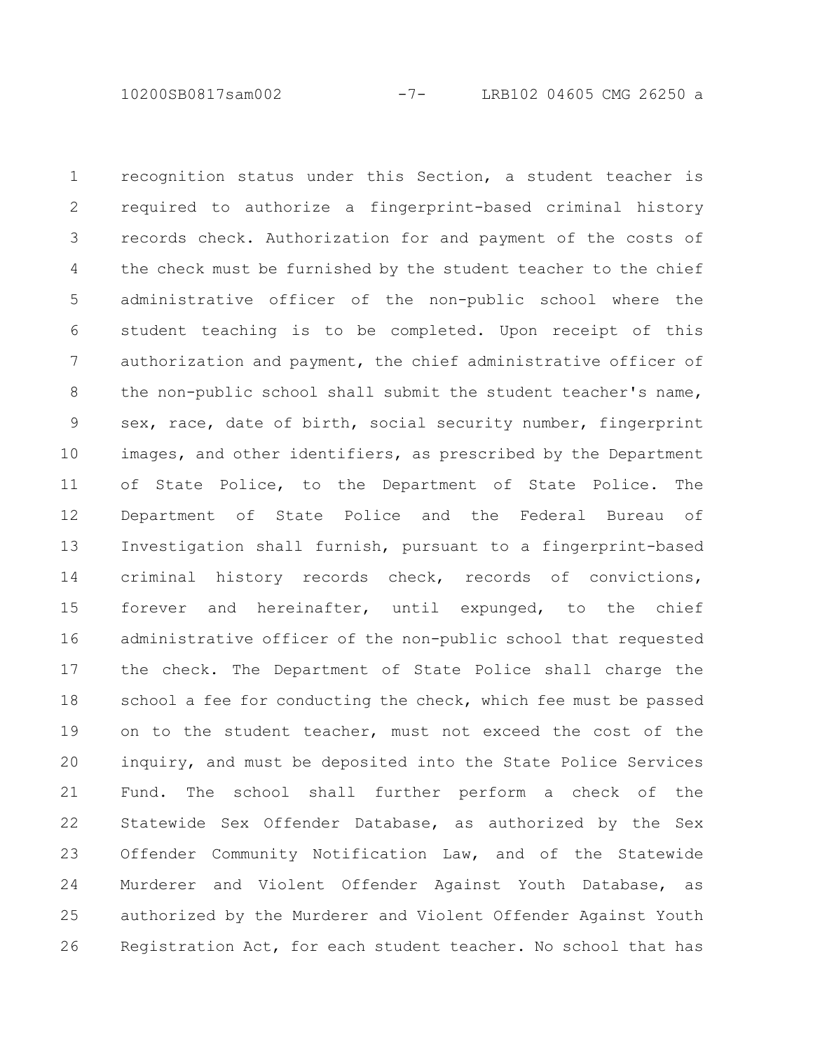recognition status under this Section, a student teacher is required to authorize a fingerprint-based criminal history records check. Authorization for and payment of the costs of the check must be furnished by the student teacher to the chief administrative officer of the non-public school where the student teaching is to be completed. Upon receipt of this authorization and payment, the chief administrative officer of the non-public school shall submit the student teacher's name, sex, race, date of birth, social security number, fingerprint images, and other identifiers, as prescribed by the Department of State Police, to the Department of State Police. The Department of State Police and the Federal Bureau of Investigation shall furnish, pursuant to a fingerprint-based criminal history records check, records of convictions, forever and hereinafter, until expunged, to the chief administrative officer of the non-public school that requested the check. The Department of State Police shall charge the school a fee for conducting the check, which fee must be passed on to the student teacher, must not exceed the cost of the inquiry, and must be deposited into the State Police Services Fund. The school shall further perform a check of the Statewide Sex Offender Database, as authorized by the Sex Offender Community Notification Law, and of the Statewide Murderer and Violent Offender Against Youth Database, as authorized by the Murderer and Violent Offender Against Youth Registration Act, for each student teacher. No school that has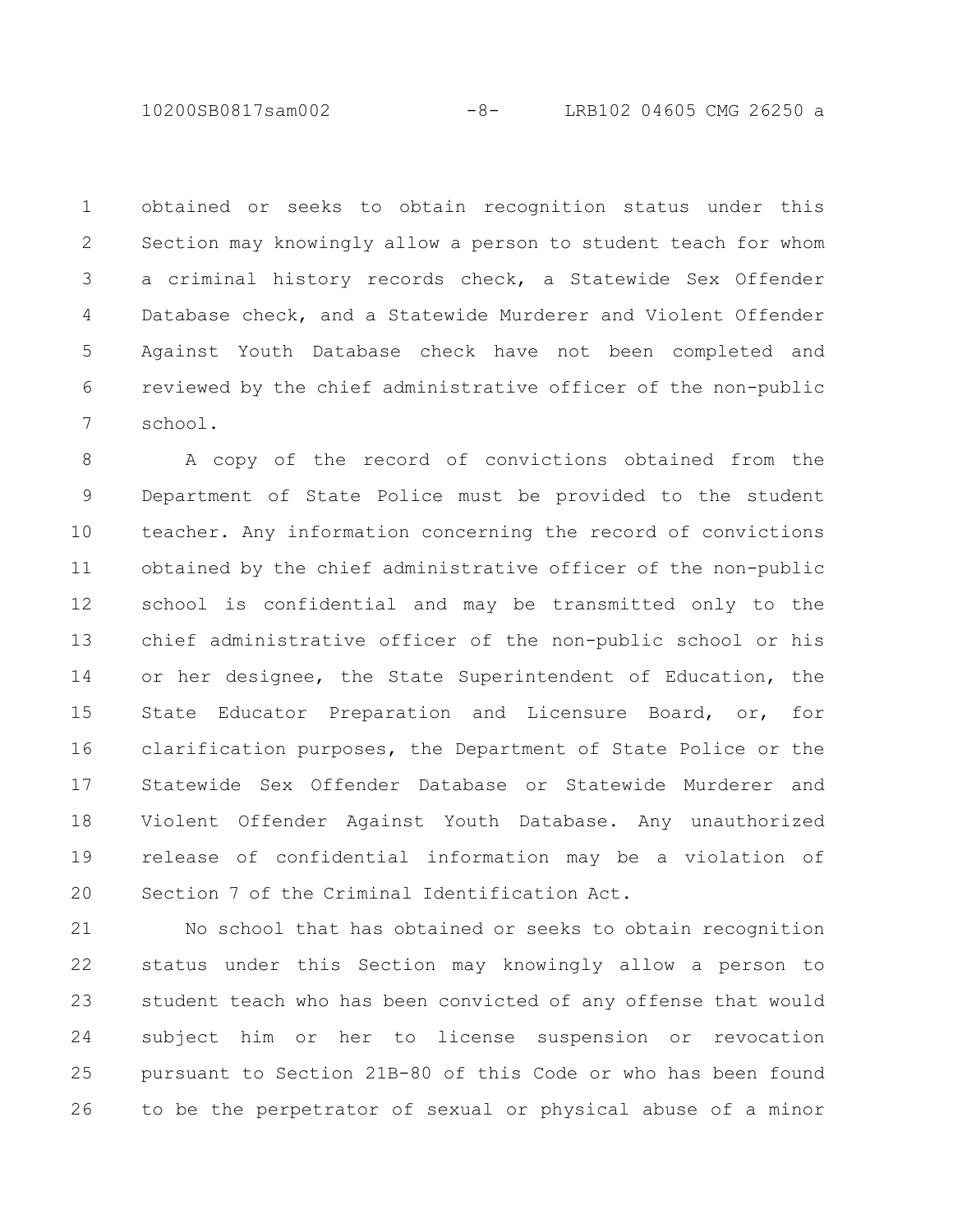obtained or seeks to obtain recognition status under this Section may knowingly allow a person to student teach for whom a criminal history records check, a Statewide Sex Offender Database check, and a Statewide Murderer and Violent Offender Against Youth Database check have not been completed and reviewed by the chief administrative officer of the non-public school.

A copy of the record of convictions obtained from the Department of State Police must be provided to the student teacher. Any information concerning the record of convictions obtained by the chief administrative officer of the non-public school is confidential and may be transmitted only to the chief administrative officer of the non-public school or his or her designee, the State Superintendent of Education, the State Educator Preparation and Licensure Board, or, for clarification purposes, the Department of State Police or the Statewide Sex Offender Database or Statewide Murderer and Violent Offender Against Youth Database. Any unauthorized release of confidential information may be a violation of Section 7 of the Criminal Identification Act.

No school that has obtained or seeks to obtain recognition status under this Section may knowingly allow a person to student teach who has been convicted of any offense that would subject him or her to license suspension or revocation pursuant to Section 21B-80 of this Code or who has been found to be the perpetrator of sexual or physical abuse of a minor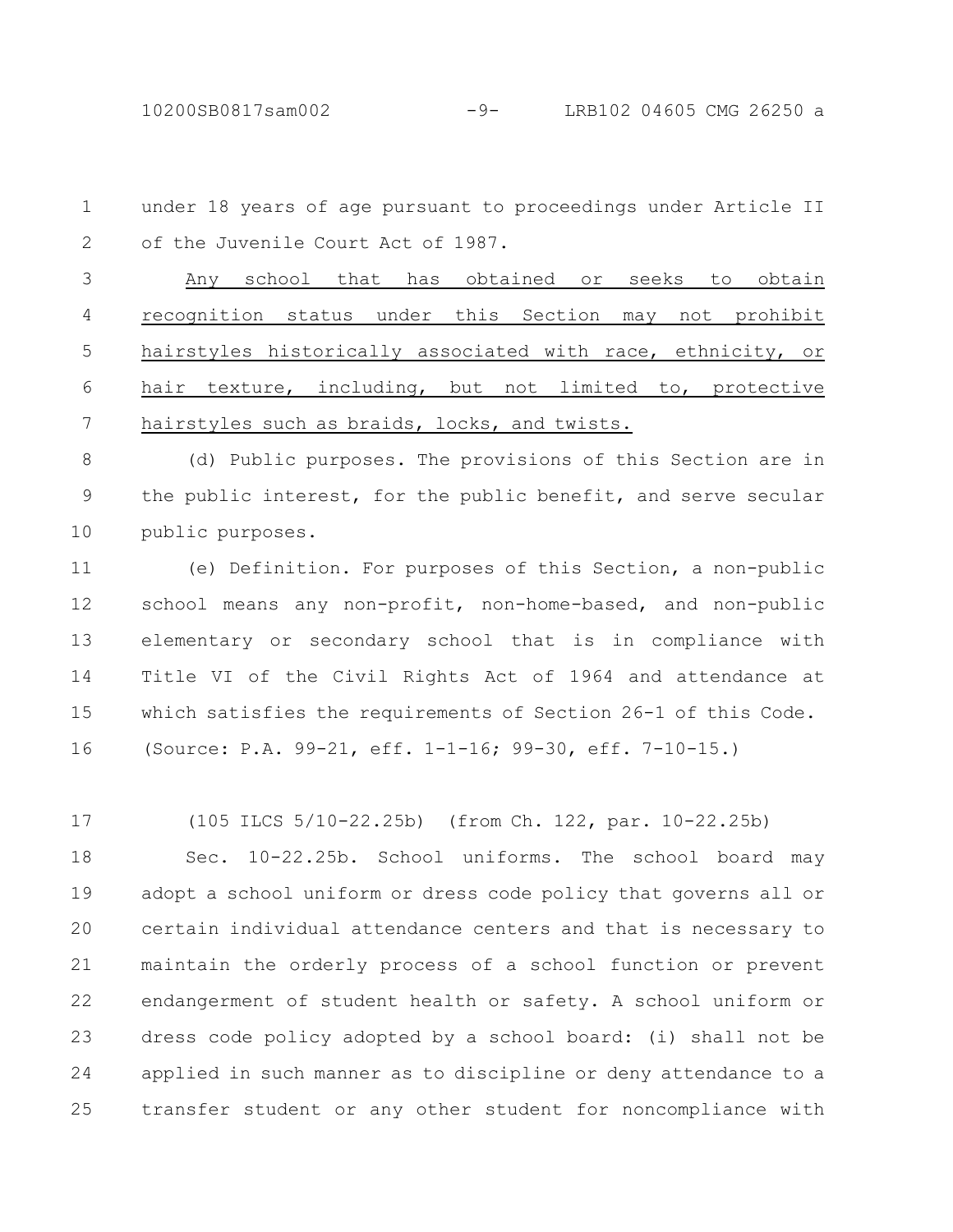under 18 years of age pursuant to proceedings under Article II of the Juvenile Court Act of 1987.

<u>Any school that has obtained or seeks to obtain recognition status under this Section may not prohibit hairstyles historically associated with race, ethnicity, or hair texture, including, but not limited to, protective hairstyles such as braids, locks, and twists.</u>

(d) Public purposes. The provisions of this Section are in the public interest, for the public benefit, and serve secular public purposes.

(e) Definition. For purposes of this Section, a non-public school means any non-profit, non-home-based, and non-public elementary or secondary school that is in compliance with Title VI of the Civil Rights Act of 1964 and attendance at which satisfies the requirements of Section 26-1 of this Code.

(Source: P.A. 99-21, eff. 1-1-16; 99-30, eff. 7-10-15.)

(105 ILCS 5/10-22.25b) (from Ch. 122, par. 10-22.25b)

Sec. 10-22.25b. School uniforms. The school board may adopt a school uniform or dress code policy that governs all or certain individual attendance centers and that is necessary to maintain the orderly process of a school function or prevent endangerment of student health or safety. A school uniform or dress code policy adopted by a school board: (i) shall not be applied in such manner as to discipline or deny attendance to a transfer student or any other student for noncompliance with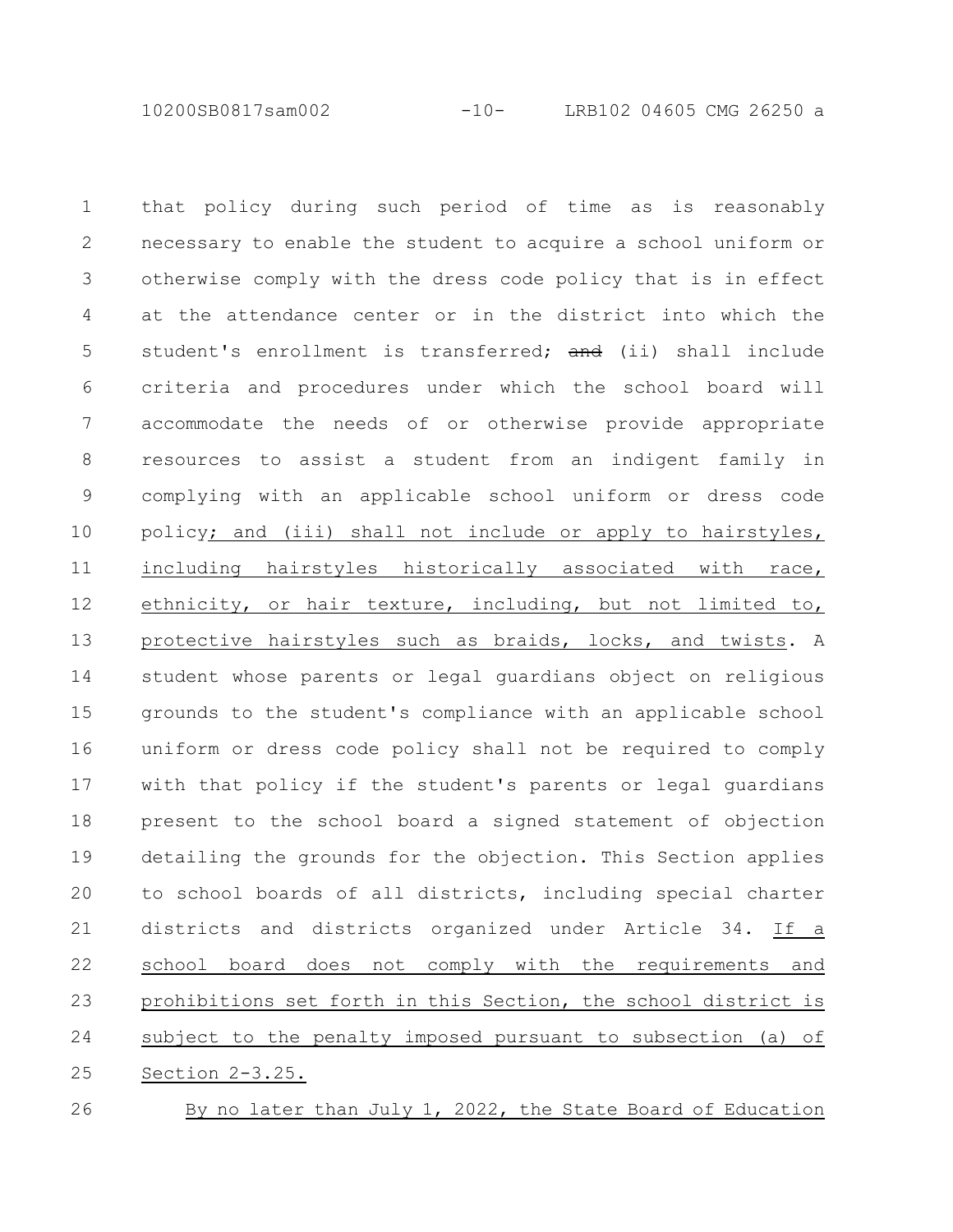that policy during such period of time as is reasonably necessary to enable the student to acquire a school uniform or otherwise comply with the dress code policy that is in effect at the attendance center or in the district into which the student's enrollment is transferred; ~~and~~ (ii) shall include criteria and procedures under which the school board will accommodate the needs of or otherwise provide appropriate resources to assist a student from an indigent family in complying with an applicable school uniform or dress code policy<u>; and (iii) shall not include or apply to hairstyles, including hairstyles historically associated with race, ethnicity, or hair texture, including, but not limited to, protective hairstyles such as braids, locks, and twists</u>. A student whose parents or legal guardians object on religious grounds to the student's compliance with an applicable school uniform or dress code policy shall not be required to comply with that policy if the student's parents or legal guardians present to the school board a signed statement of objection detailing the grounds for the objection. This Section applies to school boards of all districts, including special charter districts and districts organized under Article 34. <u>If a school board does not comply with the requirements and prohibitions set forth in this Section, the school district is subject to the penalty imposed pursuant to subsection (a) of Section 2-3.25.</u>

<u>By no later than July 1, 2022, the State Board of Education</u>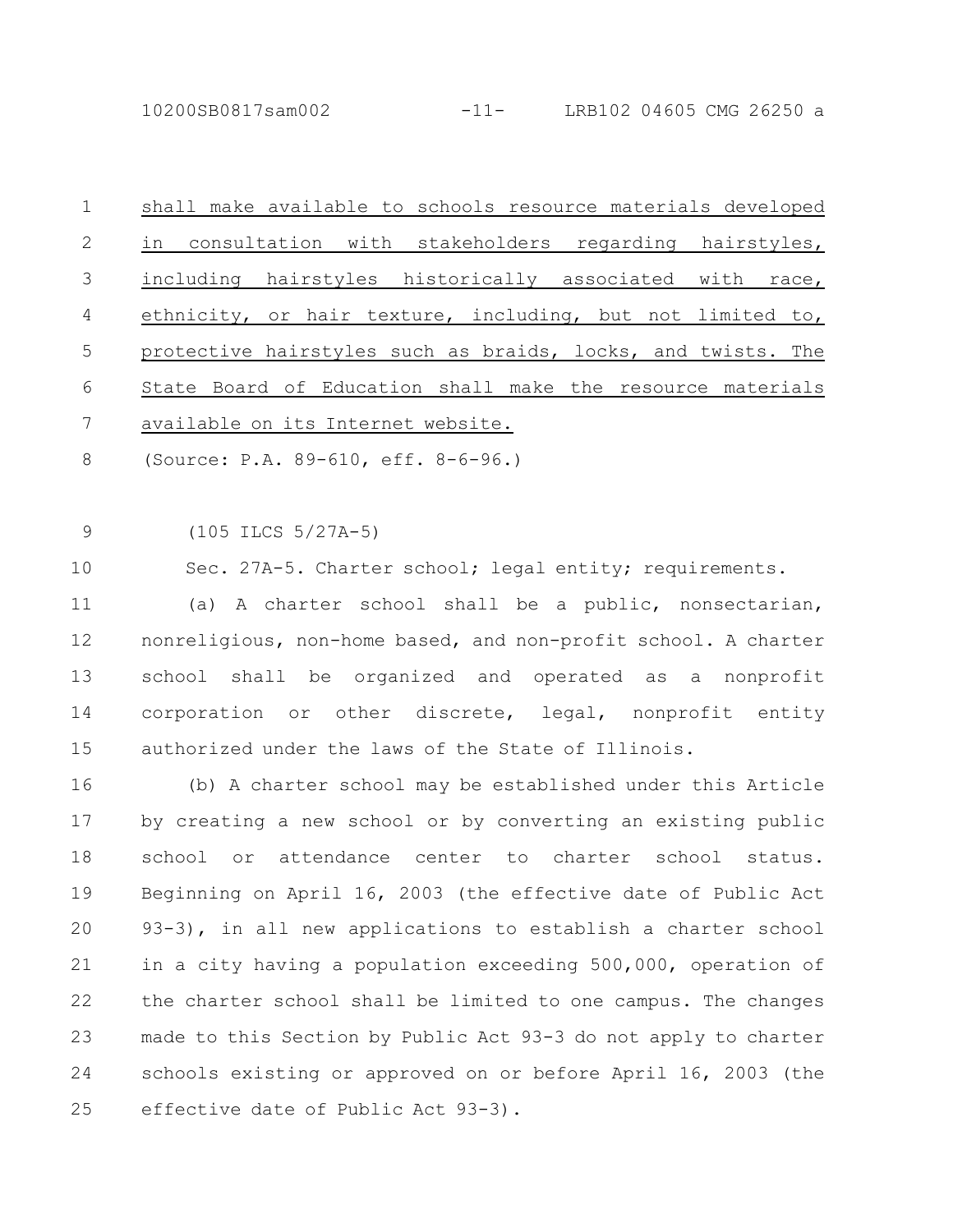shall make available to schools resource materials developed in consultation with stakeholders regarding hairstyles, including hairstyles historically associated with race, ethnicity, or hair texture, including, but not limited to, protective hairstyles such as braids, locks, and twists. The State Board of Education shall make the resource materials available on its Internet website.

(Source: P.A. 89-610, eff. 8-6-96.)

(105 ILCS 5/27A-5)

Sec. 27A-5. Charter school; legal entity; requirements.

(a) A charter school shall be a public, nonsectarian, nonreligious, non-home based, and non-profit school. A charter school shall be organized and operated as a nonprofit corporation or other discrete, legal, nonprofit entity authorized under the laws of the State of Illinois.

(b) A charter school may be established under this Article by creating a new school or by converting an existing public school or attendance center to charter school status. Beginning on April 16, 2003 (the effective date of Public Act 93-3), in all new applications to establish a charter school in a city having a population exceeding 500,000, operation of the charter school shall be limited to one campus. The changes made to this Section by Public Act 93-3 do not apply to charter schools existing or approved on or before April 16, 2003 (the effective date of Public Act 93-3).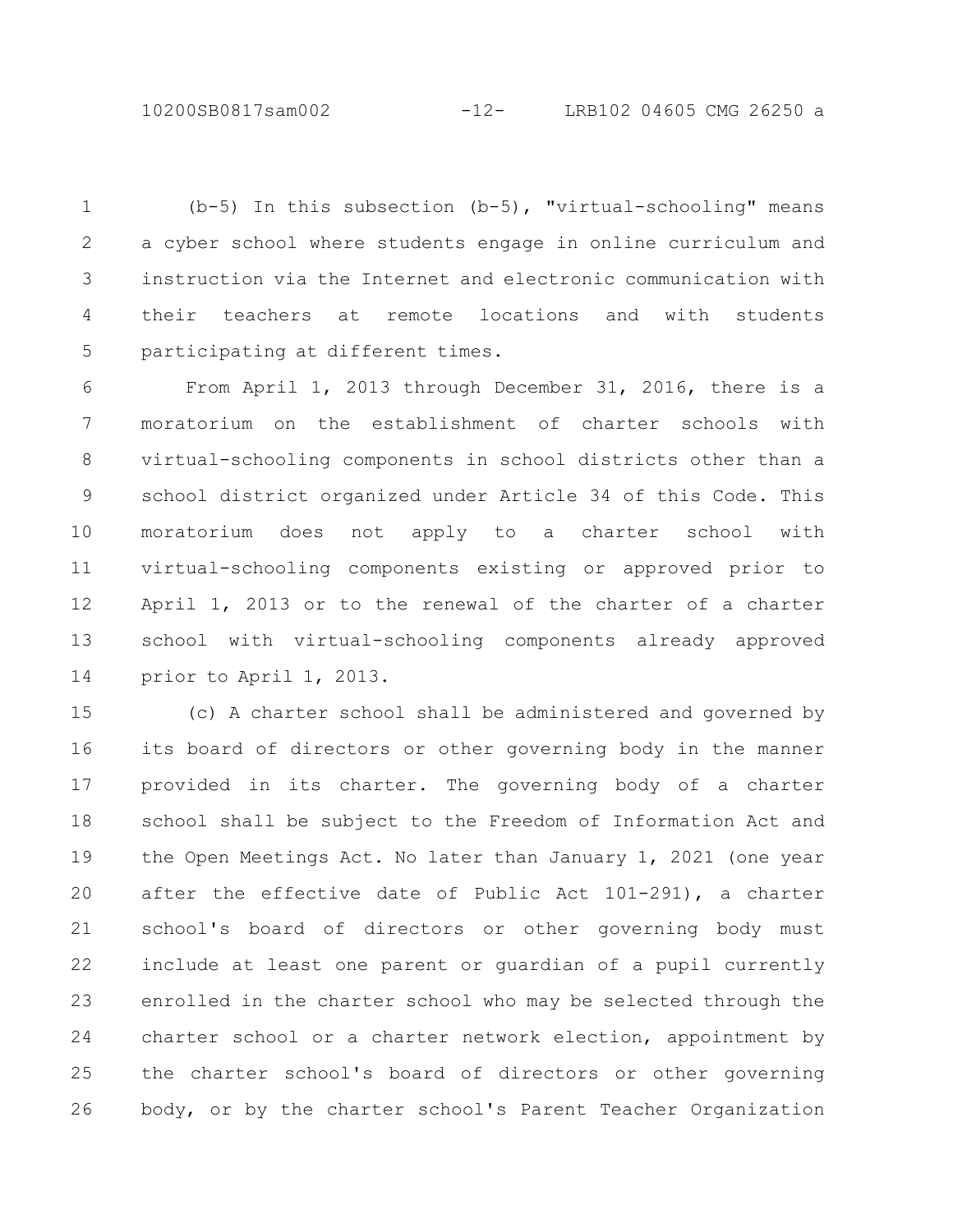(b-5) In this subsection (b-5), "virtual-schooling" means a cyber school where students engage in online curriculum and instruction via the Internet and electronic communication with their teachers at remote locations and with students participating at different times.

From April 1, 2013 through December 31, 2016, there is a moratorium on the establishment of charter schools with virtual-schooling components in school districts other than a school district organized under Article 34 of this Code. This moratorium does not apply to a charter school with virtual-schooling components existing or approved prior to April 1, 2013 or to the renewal of the charter of a charter school with virtual-schooling components already approved prior to April 1, 2013.

(c) A charter school shall be administered and governed by its board of directors or other governing body in the manner provided in its charter. The governing body of a charter school shall be subject to the Freedom of Information Act and the Open Meetings Act. No later than January 1, 2021 (one year after the effective date of Public Act 101-291), a charter school's board of directors or other governing body must include at least one parent or guardian of a pupil currently enrolled in the charter school who may be selected through the charter school or a charter network election, appointment by the charter school's board of directors or other governing body, or by the charter school's Parent Teacher Organization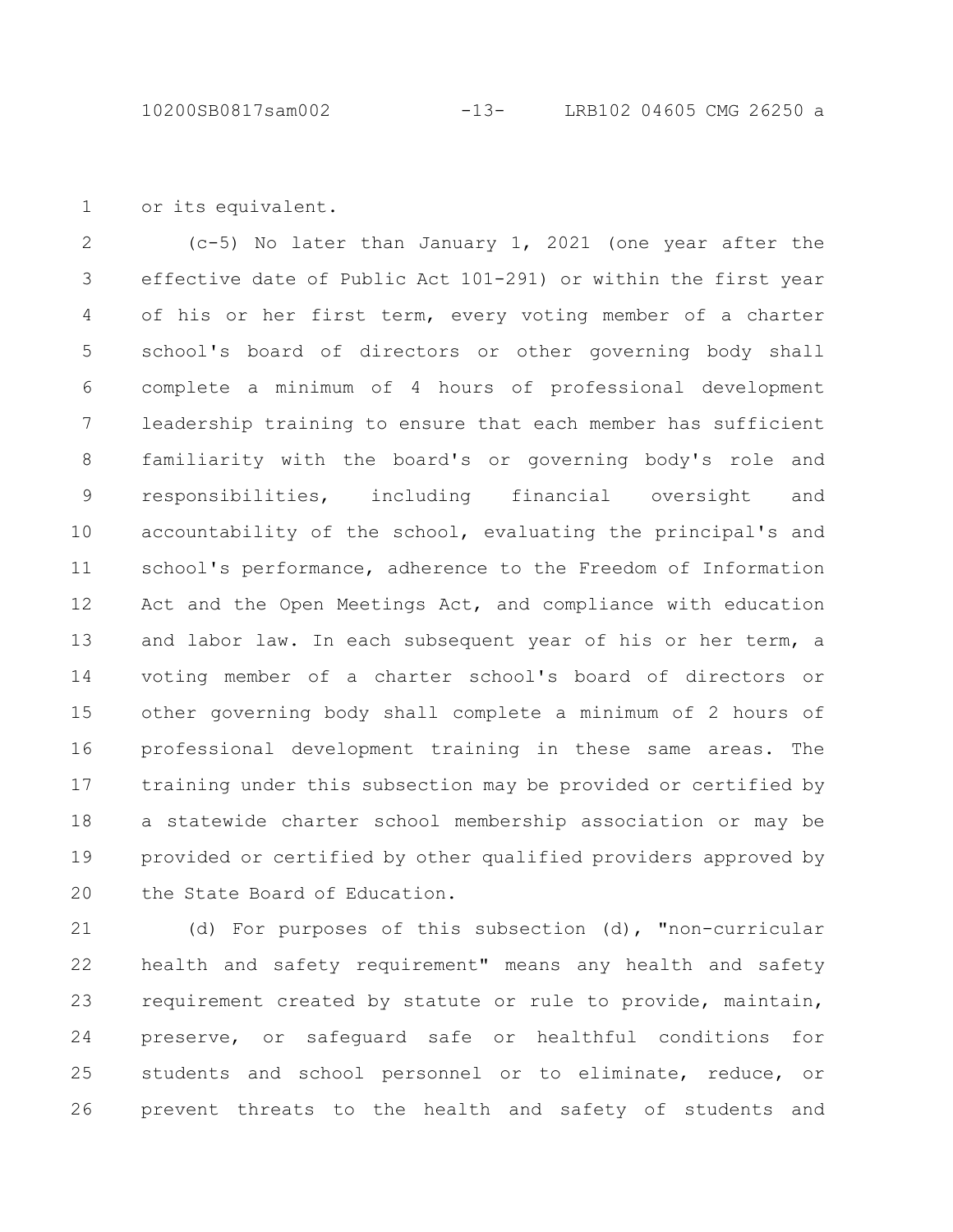or its equivalent.

(c-5) No later than January 1, 2021 (one year after the effective date of Public Act 101-291) or within the first year of his or her first term, every voting member of a charter school's board of directors or other governing body shall complete a minimum of 4 hours of professional development leadership training to ensure that each member has sufficient familiarity with the board's or governing body's role and responsibilities, including financial oversight and accountability of the school, evaluating the principal's and school's performance, adherence to the Freedom of Information Act and the Open Meetings Act, and compliance with education and labor law. In each subsequent year of his or her term, a voting member of a charter school's board of directors or other governing body shall complete a minimum of 2 hours of professional development training in these same areas. The training under this subsection may be provided or certified by a statewide charter school membership association or may be provided or certified by other qualified providers approved by the State Board of Education.

(d) For purposes of this subsection (d), "non-curricular health and safety requirement" means any health and safety requirement created by statute or rule to provide, maintain, preserve, or safeguard safe or healthful conditions for students and school personnel or to eliminate, reduce, or prevent threats to the health and safety of students and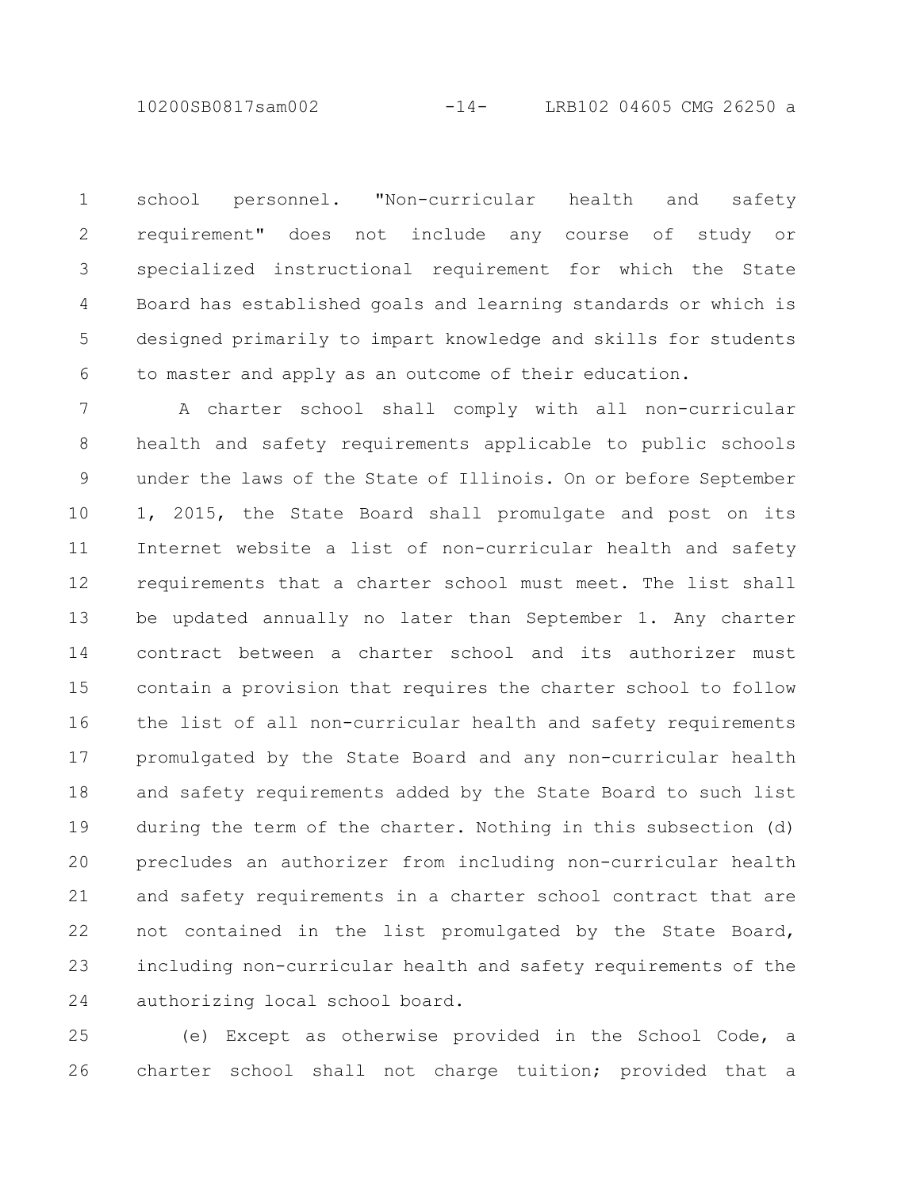school personnel. "Non-curricular health and safety requirement" does not include any course of study or specialized instructional requirement for which the State Board has established goals and learning standards or which is designed primarily to impart knowledge and skills for students to master and apply as an outcome of their education.

A charter school shall comply with all non-curricular health and safety requirements applicable to public schools under the laws of the State of Illinois. On or before September 1, 2015, the State Board shall promulgate and post on its Internet website a list of non-curricular health and safety requirements that a charter school must meet. The list shall be updated annually no later than September 1. Any charter contract between a charter school and its authorizer must contain a provision that requires the charter school to follow the list of all non-curricular health and safety requirements promulgated by the State Board and any non-curricular health and safety requirements added by the State Board to such list during the term of the charter. Nothing in this subsection (d) precludes an authorizer from including non-curricular health and safety requirements in a charter school contract that are not contained in the list promulgated by the State Board, including non-curricular health and safety requirements of the authorizing local school board.

(e) Except as otherwise provided in the School Code, a charter school shall not charge tuition; provided that a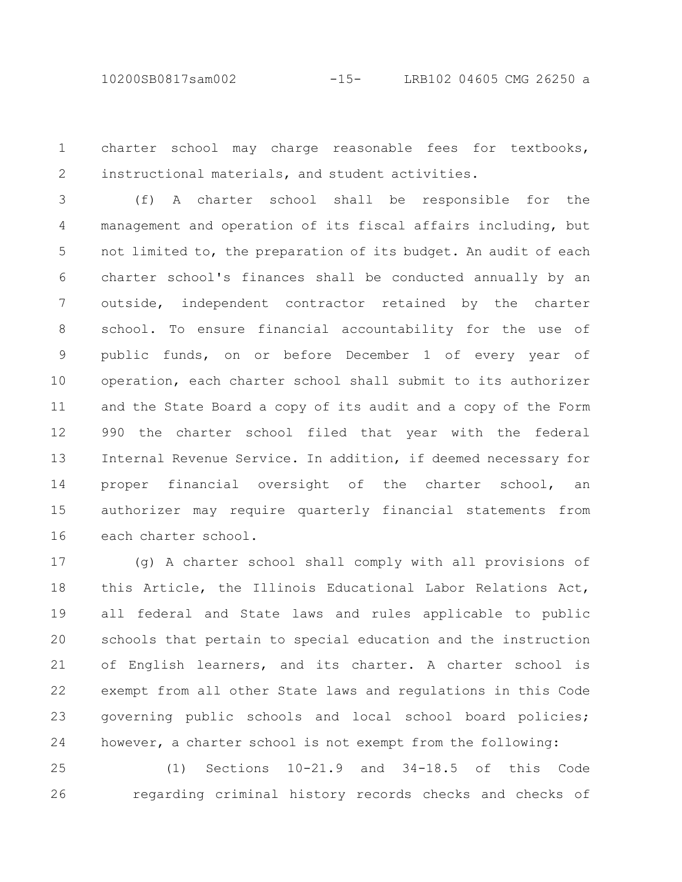charter school may charge reasonable fees for textbooks, instructional materials, and student activities.

(f) A charter school shall be responsible for the management and operation of its fiscal affairs including, but not limited to, the preparation of its budget. An audit of each charter school's finances shall be conducted annually by an outside, independent contractor retained by the charter school. To ensure financial accountability for the use of public funds, on or before December 1 of every year of operation, each charter school shall submit to its authorizer and the State Board a copy of its audit and a copy of the Form 990 the charter school filed that year with the federal Internal Revenue Service. In addition, if deemed necessary for proper financial oversight of the charter school, an authorizer may require quarterly financial statements from each charter school.

(g) A charter school shall comply with all provisions of this Article, the Illinois Educational Labor Relations Act, all federal and State laws and rules applicable to public schools that pertain to special education and the instruction of English learners, and its charter. A charter school is exempt from all other State laws and regulations in this Code governing public schools and local school board policies; however, a charter school is not exempt from the following:

(1) Sections 10-21.9 and 34-18.5 of this Code regarding criminal history records checks and checks of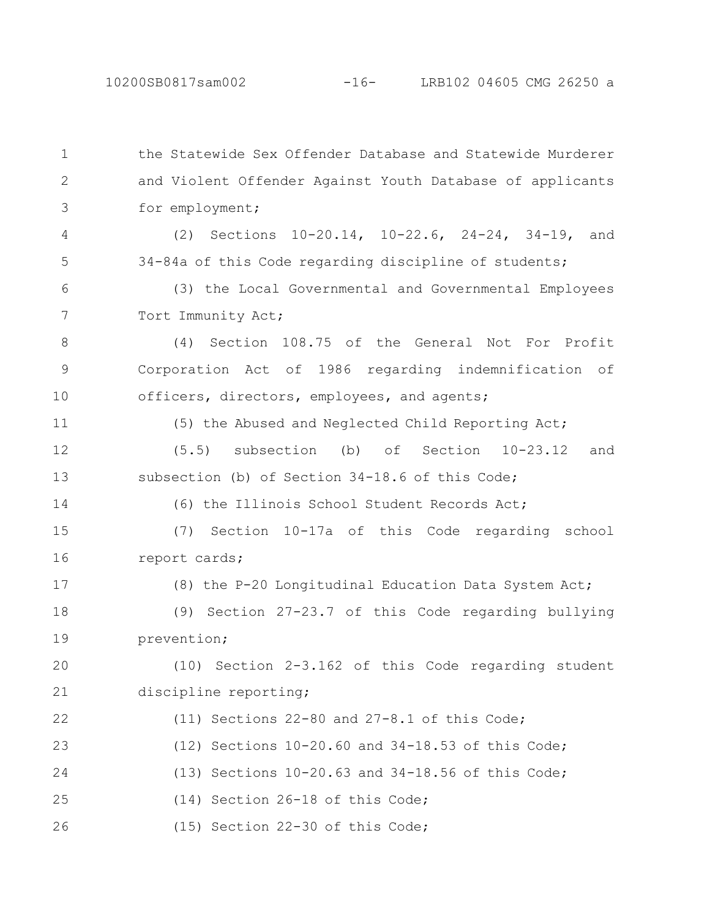the Statewide Sex Offender Database and Statewide Murderer and Violent Offender Against Youth Database of applicants for employment;

(2) Sections 10-20.14, 10-22.6, 24-24, 34-19, and 34-84a of this Code regarding discipline of students;

(3) the Local Governmental and Governmental Employees Tort Immunity Act;

(4) Section 108.75 of the General Not For Profit Corporation Act of 1986 regarding indemnification of officers, directors, employees, and agents;

(5) the Abused and Neglected Child Reporting Act;

(5.5) subsection (b) of Section 10-23.12 and subsection (b) of Section 34-18.6 of this Code;

(6) the Illinois School Student Records Act;

(7) Section 10-17a of this Code regarding school report cards;

(8) the P-20 Longitudinal Education Data System Act;

(9) Section 27-23.7 of this Code regarding bullying prevention;

(10) Section 2-3.162 of this Code regarding student discipline reporting;

(11) Sections 22-80 and 27-8.1 of this Code;

(12) Sections 10-20.60 and 34-18.53 of this Code;

(13) Sections 10-20.63 and 34-18.56 of this Code;

(14) Section 26-18 of this Code;

(15) Section 22-30 of this Code;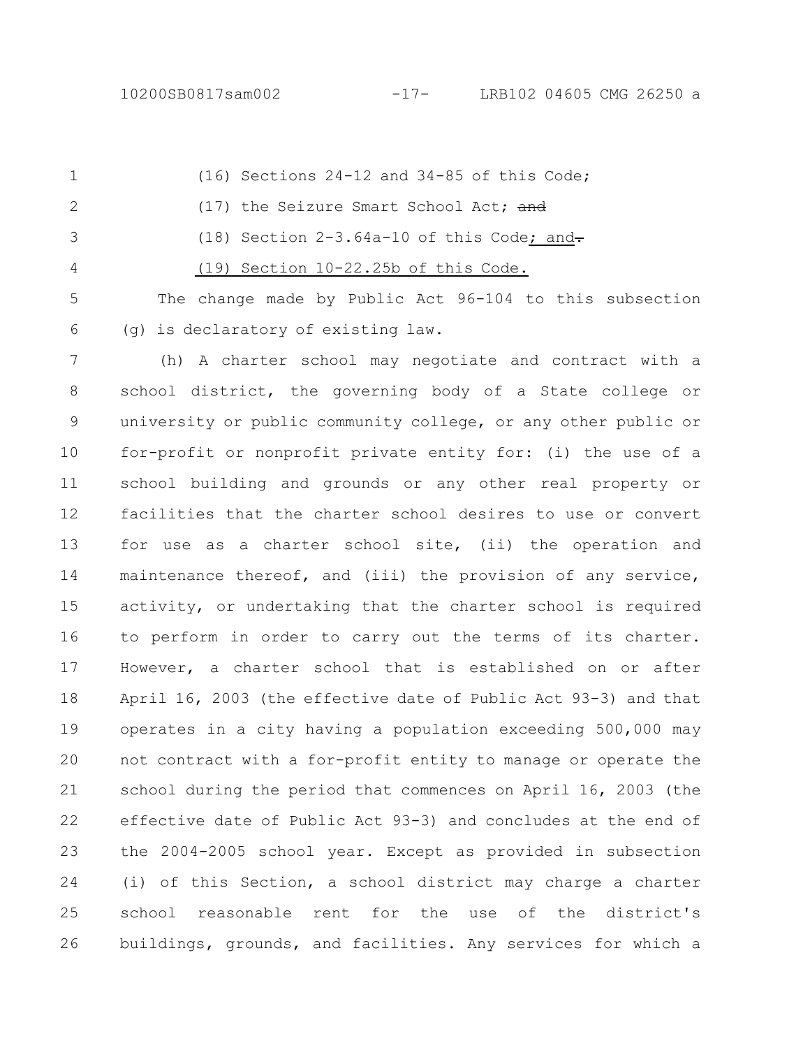(16) Sections 24-12 and 34-85 of this Code;

(17) the Seizure Smart School Act; ~~and~~

(18) Section 2-3.64a-10 of this Code; and~~.~~

(19) Section 10-22.25b of this Code.

The change made by Public Act 96-104 to this subsection (g) is declaratory of existing law.

(h) A charter school may negotiate and contract with a school district, the governing body of a State college or university or public community college, or any other public or for-profit or nonprofit private entity for: (i) the use of a school building and grounds or any other real property or facilities that the charter school desires to use or convert for use as a charter school site, (ii) the operation and maintenance thereof, and (iii) the provision of any service, activity, or undertaking that the charter school is required to perform in order to carry out the terms of its charter. However, a charter school that is established on or after April 16, 2003 (the effective date of Public Act 93-3) and that operates in a city having a population exceeding 500,000 may not contract with a for-profit entity to manage or operate the school during the period that commences on April 16, 2003 (the effective date of Public Act 93-3) and concludes at the end of the 2004-2005 school year. Except as provided in subsection (i) of this Section, a school district may charge a charter school reasonable rent for the use of the district's buildings, grounds, and facilities. Any services for which a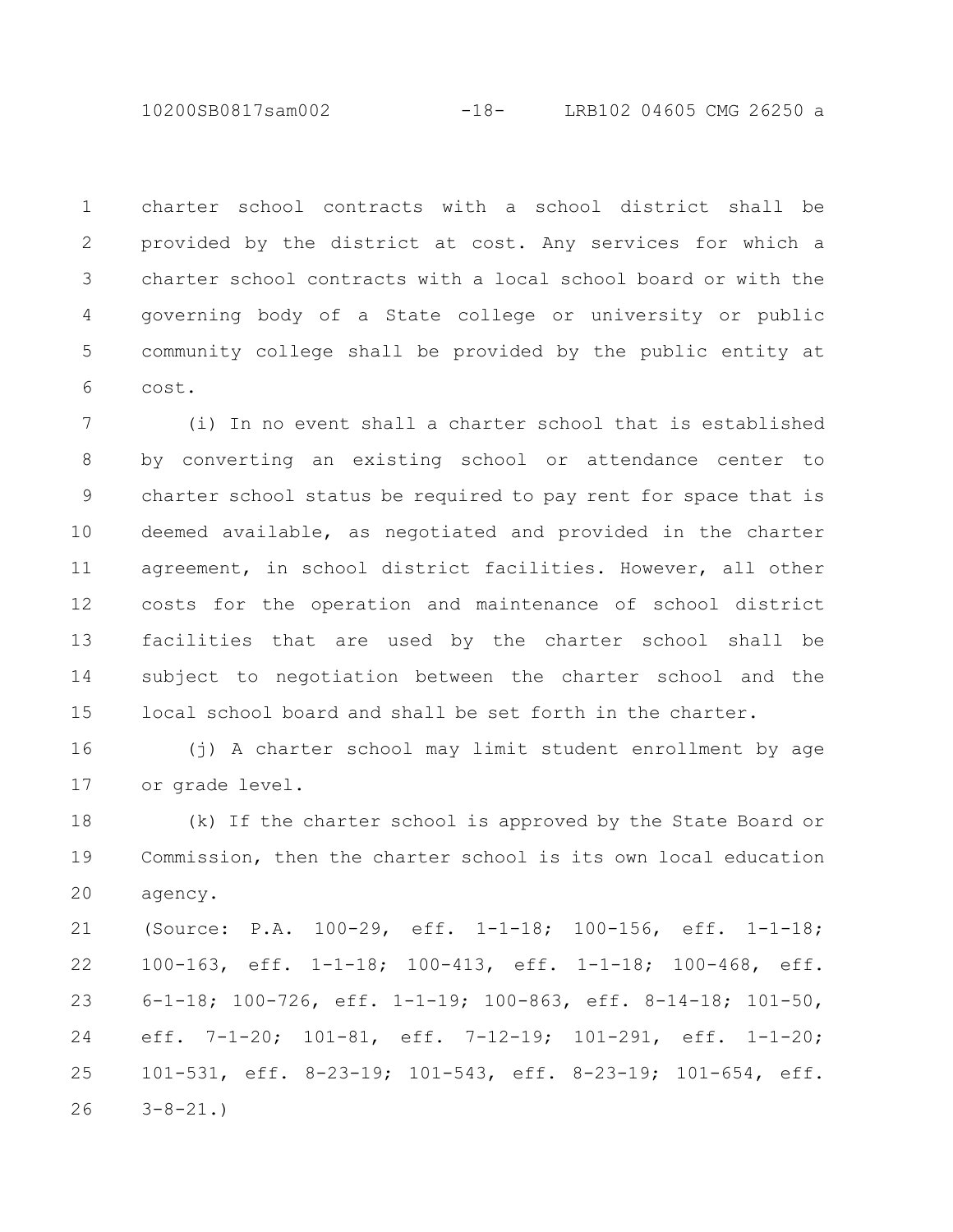charter school contracts with a school district shall be provided by the district at cost. Any services for which a charter school contracts with a local school board or with the governing body of a State college or university or public community college shall be provided by the public entity at cost.

(i) In no event shall a charter school that is established by converting an existing school or attendance center to charter school status be required to pay rent for space that is deemed available, as negotiated and provided in the charter agreement, in school district facilities. However, all other costs for the operation and maintenance of school district facilities that are used by the charter school shall be subject to negotiation between the charter school and the local school board and shall be set forth in the charter.

(j) A charter school may limit student enrollment by age or grade level.

(k) If the charter school is approved by the State Board or Commission, then the charter school is its own local education agency.

(Source: P.A. 100-29, eff. 1-1-18; 100-156, eff. 1-1-18; 100-163, eff. 1-1-18; 100-413, eff. 1-1-18; 100-468, eff. 6-1-18; 100-726, eff. 1-1-19; 100-863, eff. 8-14-18; 101-50, eff. 7-1-20; 101-81, eff. 7-12-19; 101-291, eff. 1-1-20; 101-531, eff. 8-23-19; 101-543, eff. 8-23-19; 101-654, eff. 3-8-21.)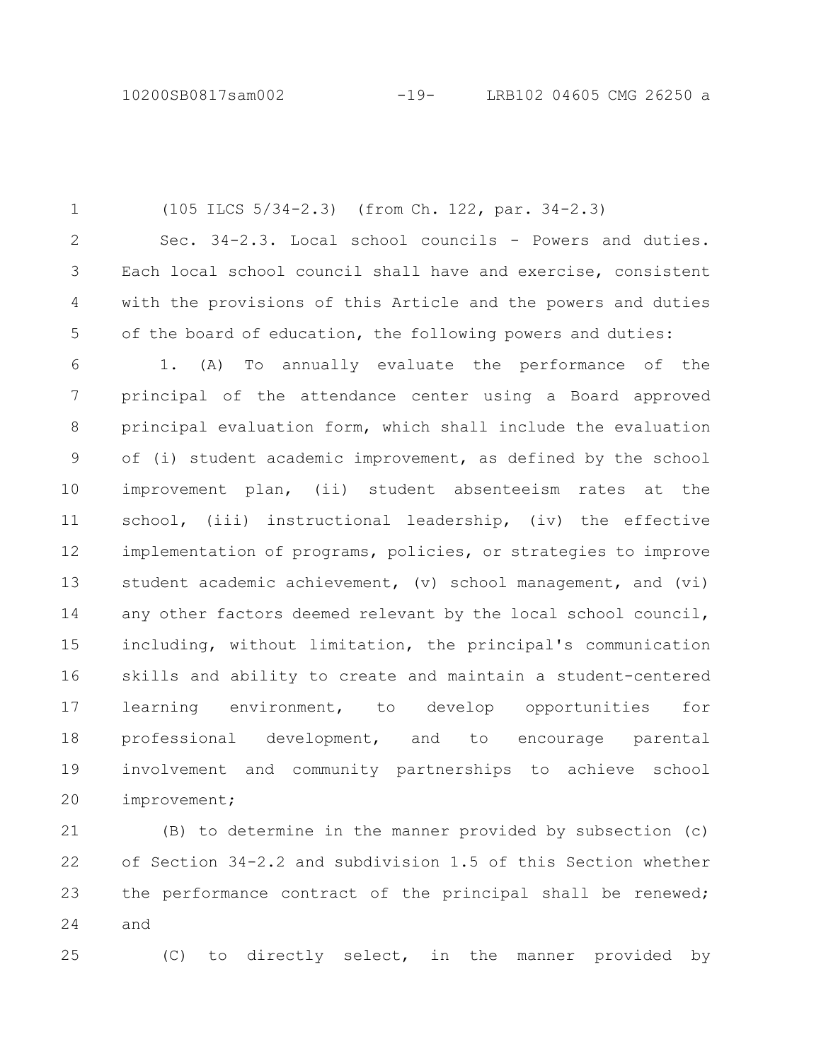(105 ILCS 5/34-2.3) (from Ch. 122, par. 34-2.3)

Sec. 34-2.3. Local school councils - Powers and duties. Each local school council shall have and exercise, consistent with the provisions of this Article and the powers and duties of the board of education, the following powers and duties:

1. (A) To annually evaluate the performance of the principal of the attendance center using a Board approved principal evaluation form, which shall include the evaluation of (i) student academic improvement, as defined by the school improvement plan, (ii) student absenteeism rates at the school, (iii) instructional leadership, (iv) the effective implementation of programs, policies, or strategies to improve student academic achievement, (v) school management, and (vi) any other factors deemed relevant by the local school council, including, without limitation, the principal's communication skills and ability to create and maintain a student-centered learning environment, to develop opportunities for professional development, and to encourage parental involvement and community partnerships to achieve school improvement;

(B) to determine in the manner provided by subsection (c) of Section 34-2.2 and subdivision 1.5 of this Section whether the performance contract of the principal shall be renewed; and

(C) to directly select, in the manner provided by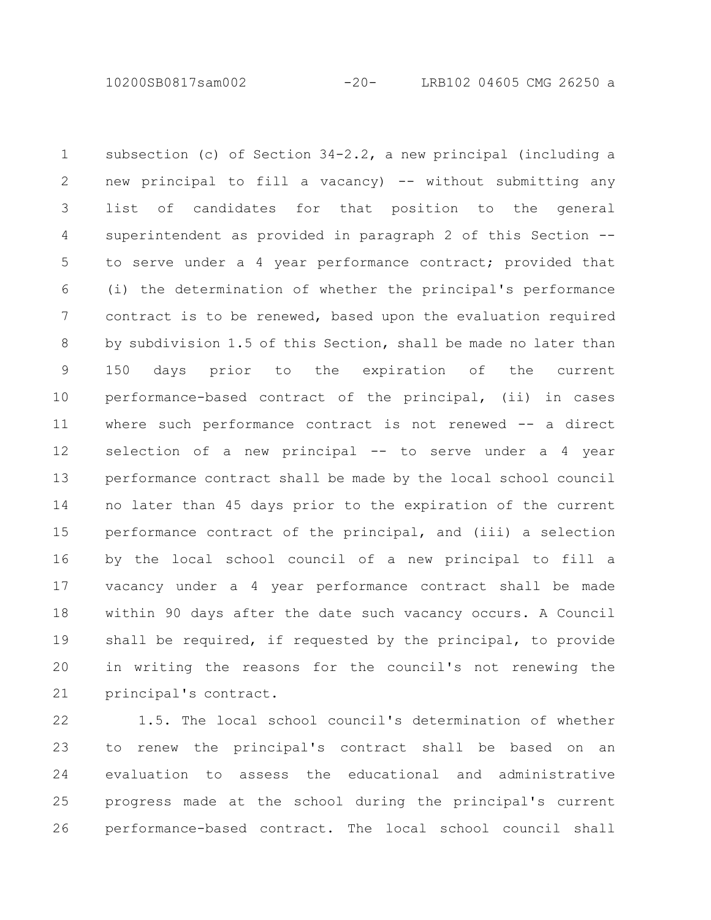subsection (c) of Section 34-2.2, a new principal (including a new principal to fill a vacancy) -- without submitting any list of candidates for that position to the general superintendent as provided in paragraph 2 of this Section -- to serve under a 4 year performance contract; provided that (i) the determination of whether the principal's performance contract is to be renewed, based upon the evaluation required by subdivision 1.5 of this Section, shall be made no later than 150 days prior to the expiration of the current performance-based contract of the principal, (ii) in cases where such performance contract is not renewed -- a direct selection of a new principal -- to serve under a 4 year performance contract shall be made by the local school council no later than 45 days prior to the expiration of the current performance contract of the principal, and (iii) a selection by the local school council of a new principal to fill a vacancy under a 4 year performance contract shall be made within 90 days after the date such vacancy occurs. A Council shall be required, if requested by the principal, to provide in writing the reasons for the council's not renewing the principal's contract.

1.5. The local school council's determination of whether to renew the principal's contract shall be based on an evaluation to assess the educational and administrative progress made at the school during the principal's current performance-based contract. The local school council shall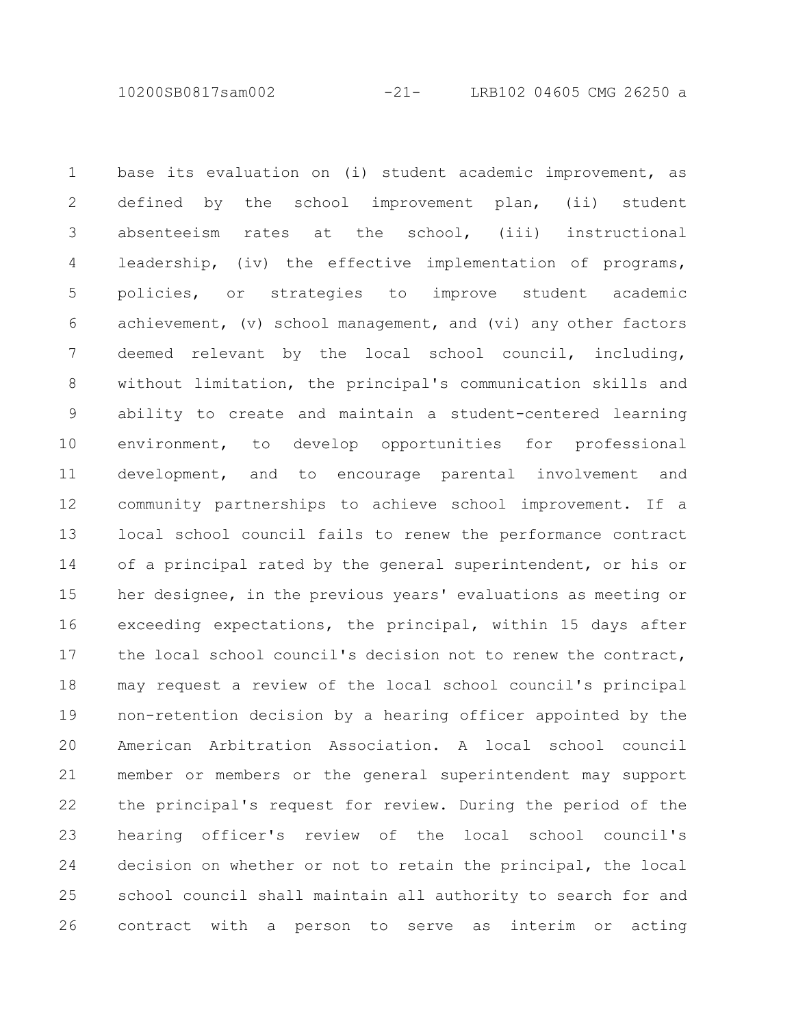base its evaluation on (i) student academic improvement, as defined by the school improvement plan, (ii) student absenteeism rates at the school, (iii) instructional leadership, (iv) the effective implementation of programs, policies, or strategies to improve student academic achievement, (v) school management, and (vi) any other factors deemed relevant by the local school council, including, without limitation, the principal's communication skills and ability to create and maintain a student-centered learning environment, to develop opportunities for professional development, and to encourage parental involvement and community partnerships to achieve school improvement. If a local school council fails to renew the performance contract of a principal rated by the general superintendent, or his or her designee, in the previous years' evaluations as meeting or exceeding expectations, the principal, within 15 days after the local school council's decision not to renew the contract, may request a review of the local school council's principal non-retention decision by a hearing officer appointed by the American Arbitration Association. A local school council member or members or the general superintendent may support the principal's request for review. During the period of the hearing officer's review of the local school council's decision on whether or not to retain the principal, the local school council shall maintain all authority to search for and contract with a person to serve as interim or acting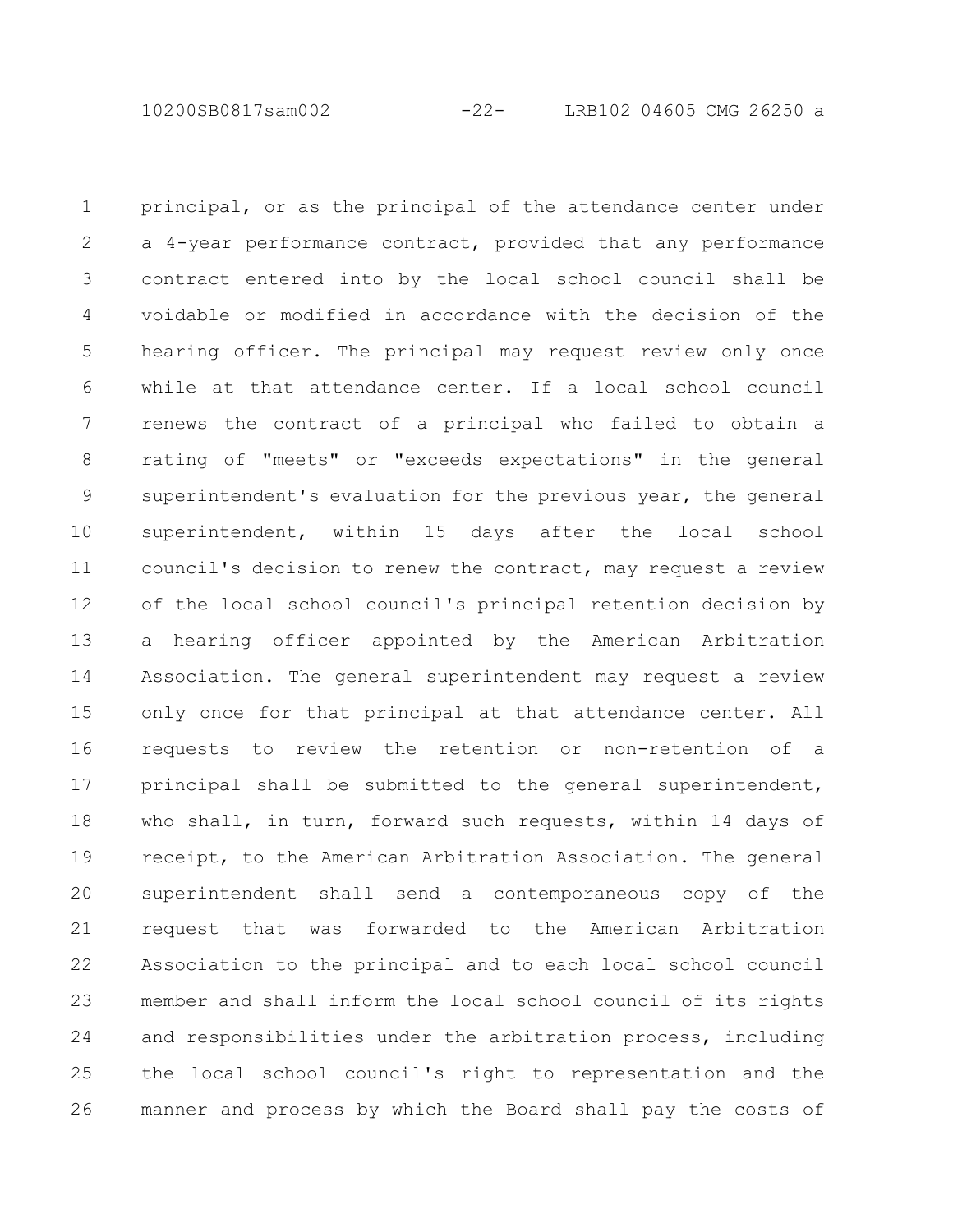principal, or as the principal of the attendance center under a 4-year performance contract, provided that any performance contract entered into by the local school council shall be voidable or modified in accordance with the decision of the hearing officer. The principal may request review only once while at that attendance center. If a local school council renews the contract of a principal who failed to obtain a rating of "meets" or "exceeds expectations" in the general superintendent's evaluation for the previous year, the general superintendent, within 15 days after the local school council's decision to renew the contract, may request a review of the local school council's principal retention decision by a hearing officer appointed by the American Arbitration Association. The general superintendent may request a review only once for that principal at that attendance center. All requests to review the retention or non-retention of a principal shall be submitted to the general superintendent, who shall, in turn, forward such requests, within 14 days of receipt, to the American Arbitration Association. The general superintendent shall send a contemporaneous copy of the request that was forwarded to the American Arbitration Association to the principal and to each local school council member and shall inform the local school council of its rights and responsibilities under the arbitration process, including the local school council's right to representation and the manner and process by which the Board shall pay the costs of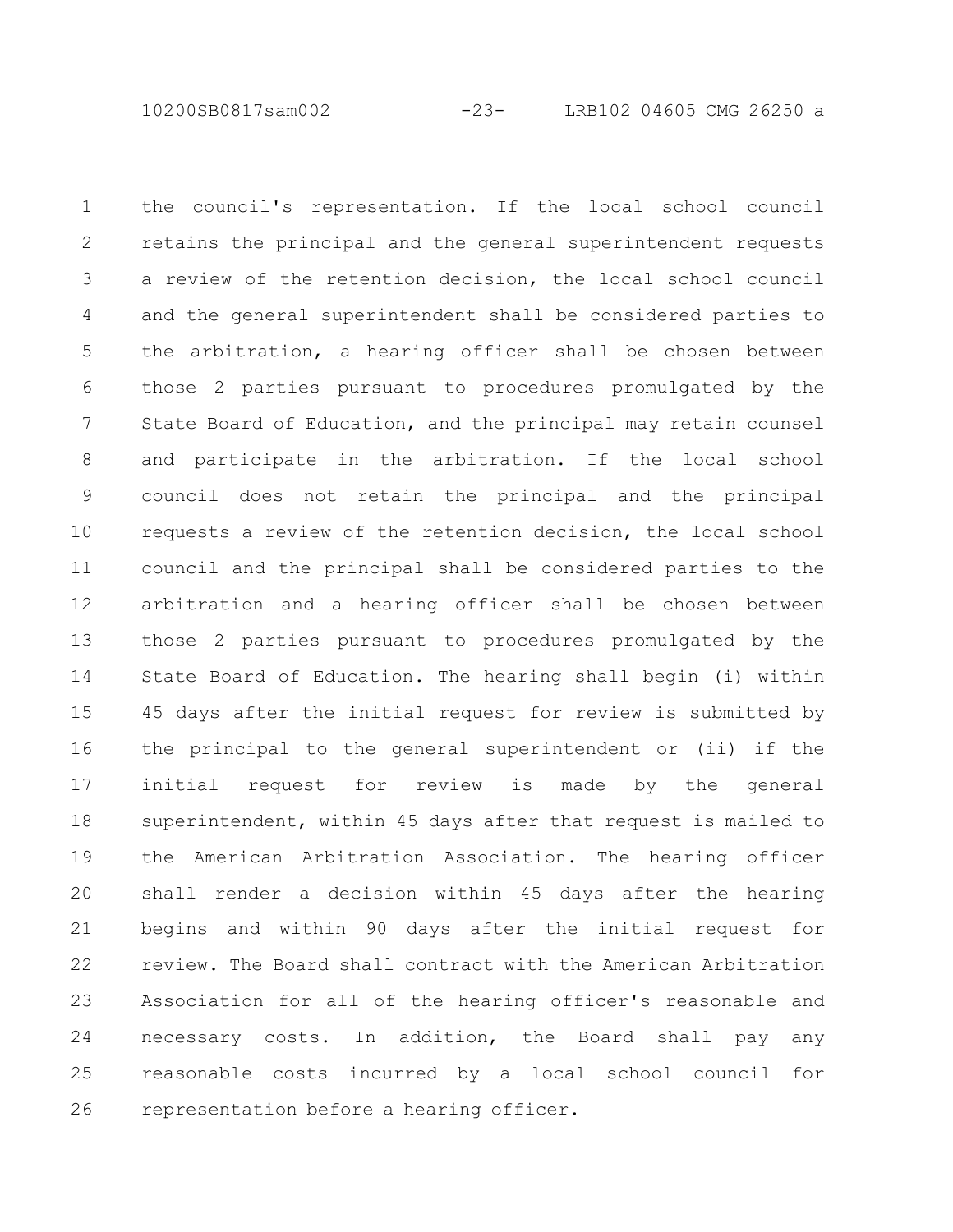the council's representation. If the local school council retains the principal and the general superintendent requests a review of the retention decision, the local school council and the general superintendent shall be considered parties to the arbitration, a hearing officer shall be chosen between those 2 parties pursuant to procedures promulgated by the State Board of Education, and the principal may retain counsel and participate in the arbitration. If the local school council does not retain the principal and the principal requests a review of the retention decision, the local school council and the principal shall be considered parties to the arbitration and a hearing officer shall be chosen between those 2 parties pursuant to procedures promulgated by the State Board of Education. The hearing shall begin (i) within 45 days after the initial request for review is submitted by the principal to the general superintendent or (ii) if the initial request for review is made by the general superintendent, within 45 days after that request is mailed to the American Arbitration Association. The hearing officer shall render a decision within 45 days after the hearing begins and within 90 days after the initial request for review. The Board shall contract with the American Arbitration Association for all of the hearing officer's reasonable and necessary costs. In addition, the Board shall pay any reasonable costs incurred by a local school council for representation before a hearing officer.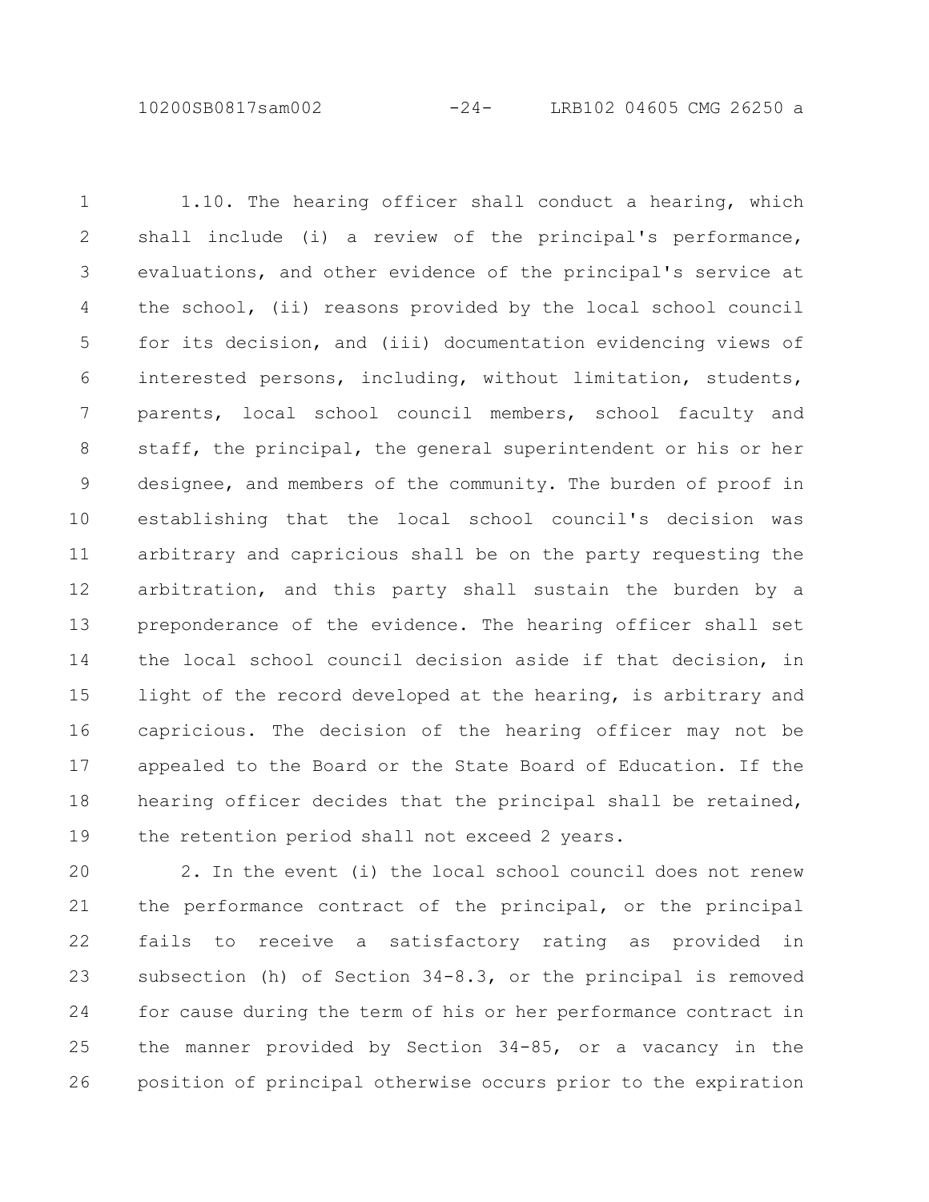1.10. The hearing officer shall conduct a hearing, which shall include (i) a review of the principal's performance, evaluations, and other evidence of the principal's service at the school, (ii) reasons provided by the local school council for its decision, and (iii) documentation evidencing views of interested persons, including, without limitation, students, parents, local school council members, school faculty and staff, the principal, the general superintendent or his or her designee, and members of the community. The burden of proof in establishing that the local school council's decision was arbitrary and capricious shall be on the party requesting the arbitration, and this party shall sustain the burden by a preponderance of the evidence. The hearing officer shall set the local school council decision aside if that decision, in light of the record developed at the hearing, is arbitrary and capricious. The decision of the hearing officer may not be appealed to the Board or the State Board of Education. If the hearing officer decides that the principal shall be retained, the retention period shall not exceed 2 years.

2. In the event (i) the local school council does not renew the performance contract of the principal, or the principal fails to receive a satisfactory rating as provided in subsection (h) of Section 34-8.3, or the principal is removed for cause during the term of his or her performance contract in the manner provided by Section 34-85, or a vacancy in the position of principal otherwise occurs prior to the expiration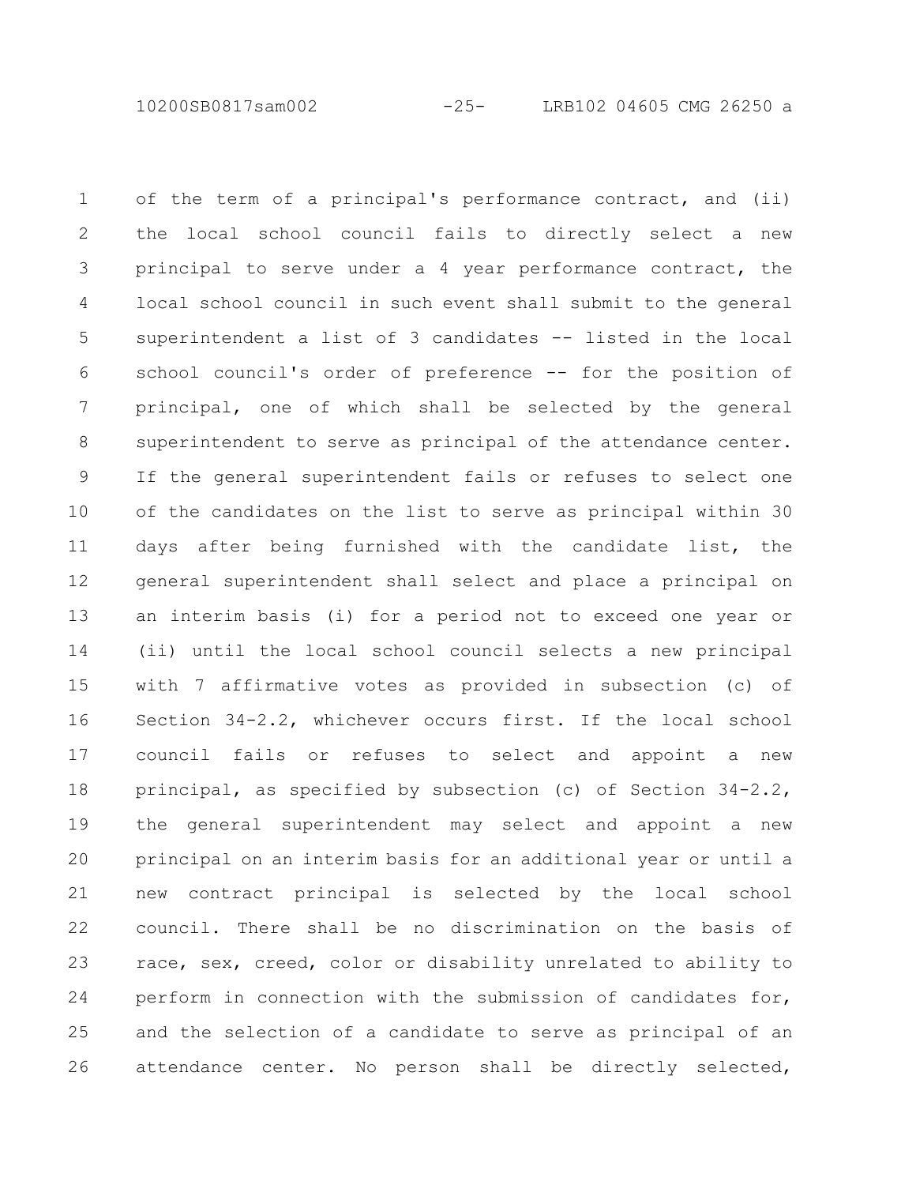of the term of a principal's performance contract, and (ii) the local school council fails to directly select a new principal to serve under a 4 year performance contract, the local school council in such event shall submit to the general superintendent a list of 3 candidates -- listed in the local school council's order of preference -- for the position of principal, one of which shall be selected by the general superintendent to serve as principal of the attendance center. If the general superintendent fails or refuses to select one of the candidates on the list to serve as principal within 30 days after being furnished with the candidate list, the general superintendent shall select and place a principal on an interim basis (i) for a period not to exceed one year or (ii) until the local school council selects a new principal with 7 affirmative votes as provided in subsection (c) of Section 34-2.2, whichever occurs first. If the local school council fails or refuses to select and appoint a new principal, as specified by subsection (c) of Section 34-2.2, the general superintendent may select and appoint a new principal on an interim basis for an additional year or until a new contract principal is selected by the local school council. There shall be no discrimination on the basis of race, sex, creed, color or disability unrelated to ability to perform in connection with the submission of candidates for, and the selection of a candidate to serve as principal of an attendance center. No person shall be directly selected,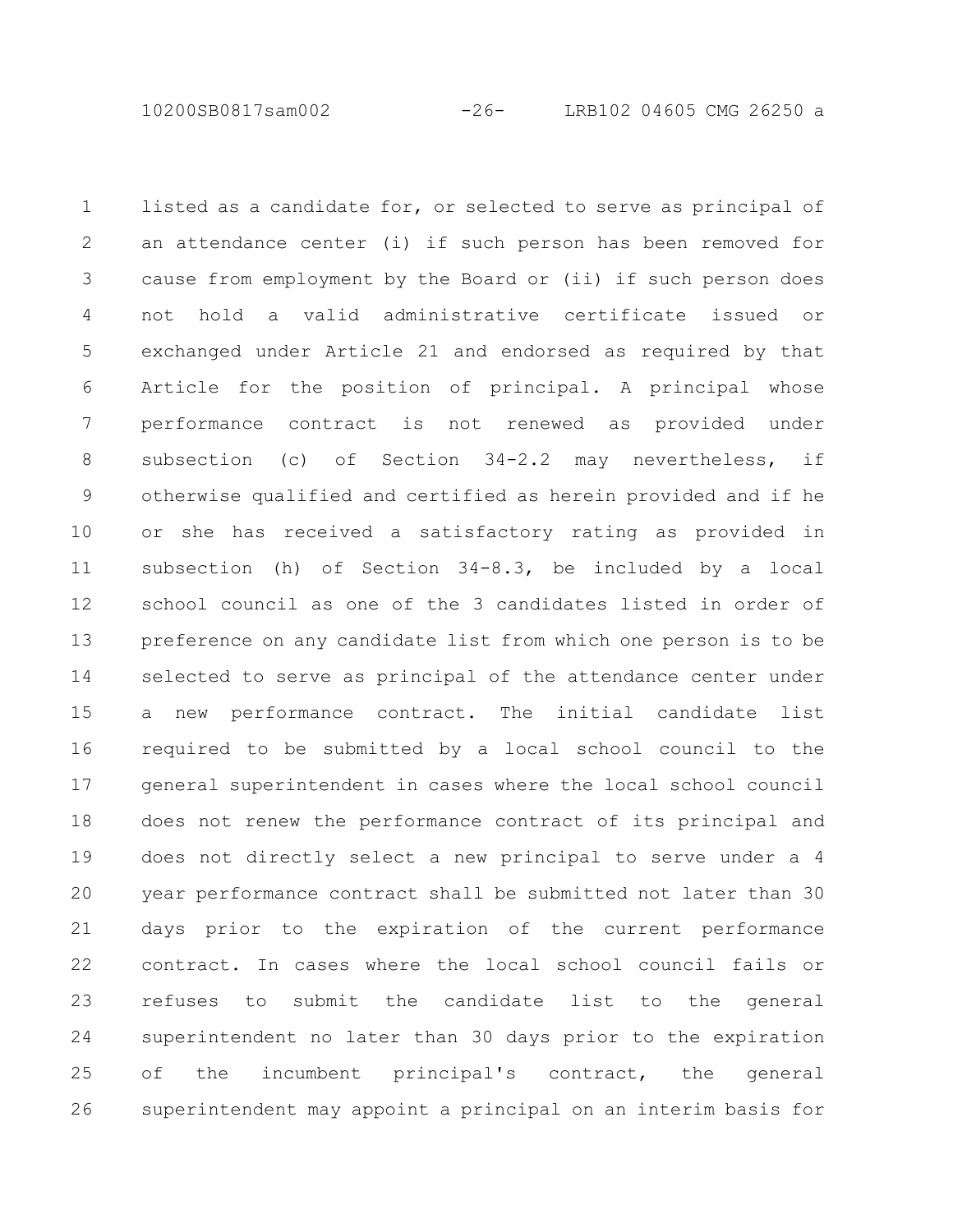listed as a candidate for, or selected to serve as principal of an attendance center (i) if such person has been removed for cause from employment by the Board or (ii) if such person does not hold a valid administrative certificate issued or exchanged under Article 21 and endorsed as required by that Article for the position of principal. A principal whose performance contract is not renewed as provided under subsection (c) of Section 34-2.2 may nevertheless, if otherwise qualified and certified as herein provided and if he or she has received a satisfactory rating as provided in subsection (h) of Section 34-8.3, be included by a local school council as one of the 3 candidates listed in order of preference on any candidate list from which one person is to be selected to serve as principal of the attendance center under a new performance contract. The initial candidate list required to be submitted by a local school council to the general superintendent in cases where the local school council does not renew the performance contract of its principal and does not directly select a new principal to serve under a 4 year performance contract shall be submitted not later than 30 days prior to the expiration of the current performance contract. In cases where the local school council fails or refuses to submit the candidate list to the general superintendent no later than 30 days prior to the expiration of the incumbent principal's contract, the general superintendent may appoint a principal on an interim basis for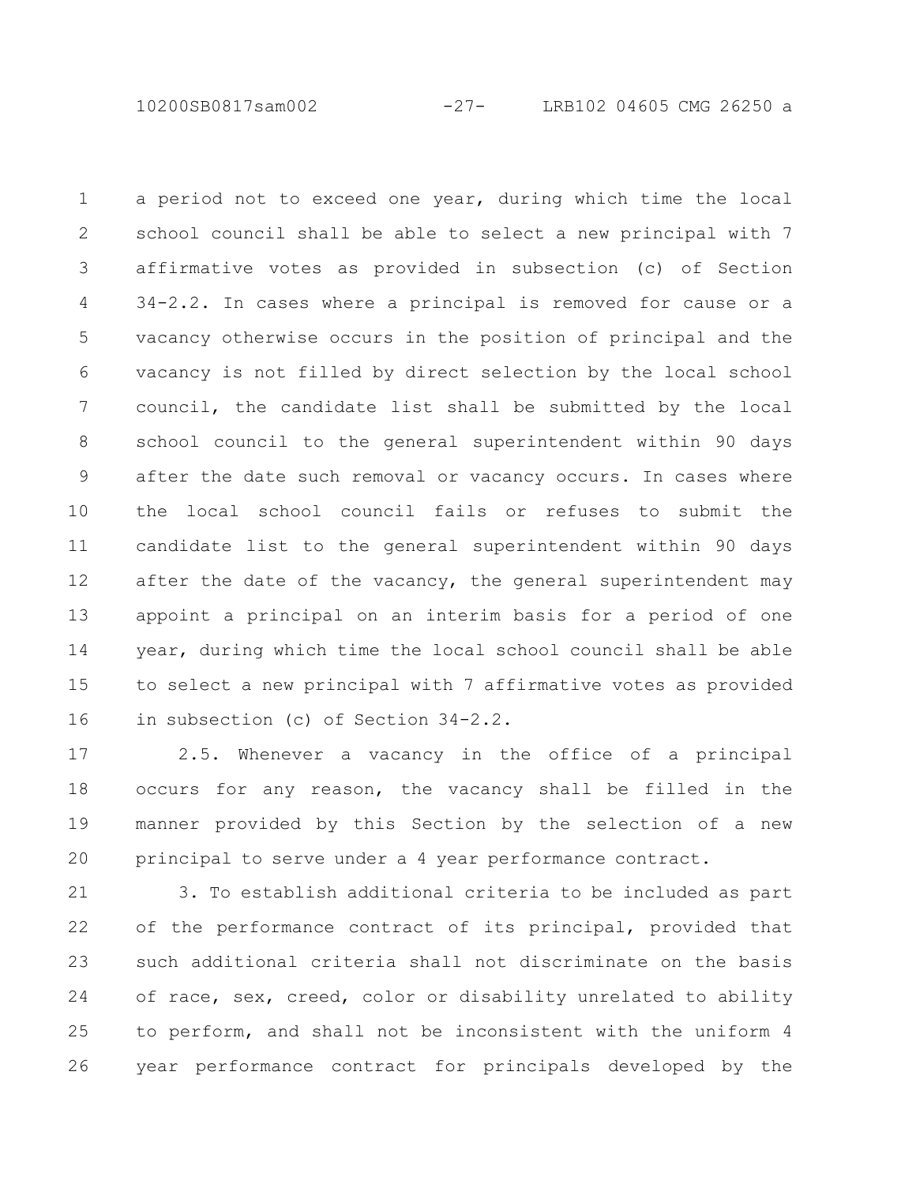a period not to exceed one year, during which time the local school council shall be able to select a new principal with 7 affirmative votes as provided in subsection (c) of Section 34-2.2. In cases where a principal is removed for cause or a vacancy otherwise occurs in the position of principal and the vacancy is not filled by direct selection by the local school council, the candidate list shall be submitted by the local school council to the general superintendent within 90 days after the date such removal or vacancy occurs. In cases where the local school council fails or refuses to submit the candidate list to the general superintendent within 90 days after the date of the vacancy, the general superintendent may appoint a principal on an interim basis for a period of one year, during which time the local school council shall be able to select a new principal with 7 affirmative votes as provided in subsection (c) of Section 34-2.2.

2.5. Whenever a vacancy in the office of a principal occurs for any reason, the vacancy shall be filled in the manner provided by this Section by the selection of a new principal to serve under a 4 year performance contract.

3. To establish additional criteria to be included as part of the performance contract of its principal, provided that such additional criteria shall not discriminate on the basis of race, sex, creed, color or disability unrelated to ability to perform, and shall not be inconsistent with the uniform 4 year performance contract for principals developed by the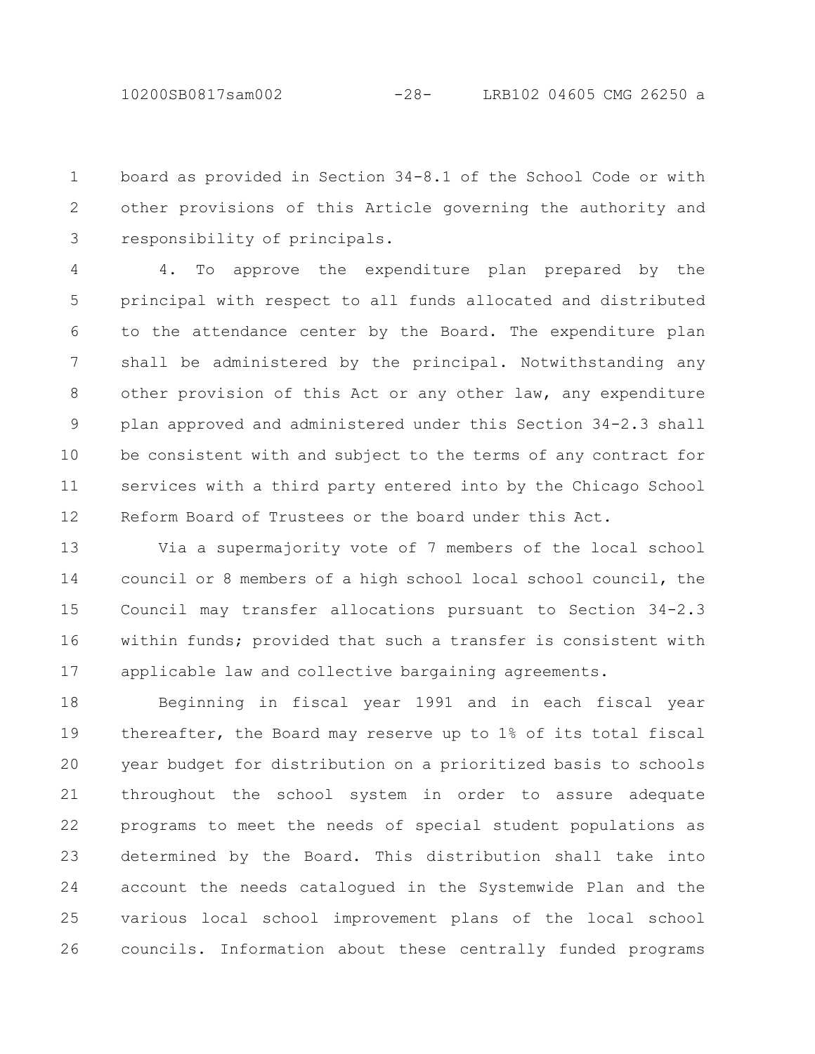board as provided in Section 34-8.1 of the School Code or with other provisions of this Article governing the authority and responsibility of principals.

4. To approve the expenditure plan prepared by the principal with respect to all funds allocated and distributed to the attendance center by the Board. The expenditure plan shall be administered by the principal. Notwithstanding any other provision of this Act or any other law, any expenditure plan approved and administered under this Section 34-2.3 shall be consistent with and subject to the terms of any contract for services with a third party entered into by the Chicago School Reform Board of Trustees or the board under this Act.

Via a supermajority vote of 7 members of the local school council or 8 members of a high school local school council, the Council may transfer allocations pursuant to Section 34-2.3 within funds; provided that such a transfer is consistent with applicable law and collective bargaining agreements.

Beginning in fiscal year 1991 and in each fiscal year thereafter, the Board may reserve up to 1% of its total fiscal year budget for distribution on a prioritized basis to schools throughout the school system in order to assure adequate programs to meet the needs of special student populations as determined by the Board. This distribution shall take into account the needs catalogued in the Systemwide Plan and the various local school improvement plans of the local school councils. Information about these centrally funded programs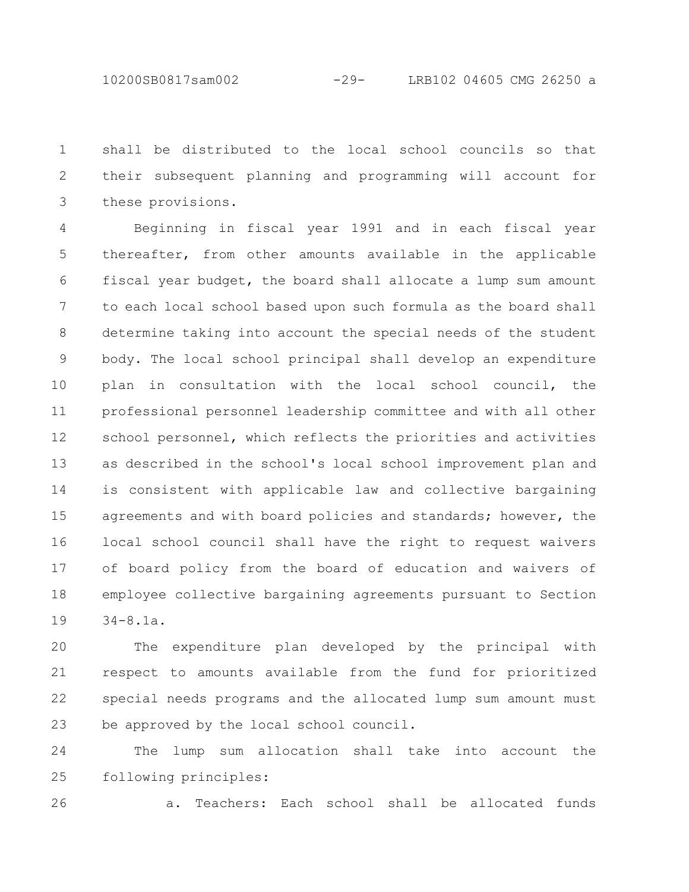shall be distributed to the local school councils so that their subsequent planning and programming will account for these provisions.

Beginning in fiscal year 1991 and in each fiscal year thereafter, from other amounts available in the applicable fiscal year budget, the board shall allocate a lump sum amount to each local school based upon such formula as the board shall determine taking into account the special needs of the student body. The local school principal shall develop an expenditure plan in consultation with the local school council, the professional personnel leadership committee and with all other school personnel, which reflects the priorities and activities as described in the school's local school improvement plan and is consistent with applicable law and collective bargaining agreements and with board policies and standards; however, the local school council shall have the right to request waivers of board policy from the board of education and waivers of employee collective bargaining agreements pursuant to Section 34-8.1a.

The expenditure plan developed by the principal with respect to amounts available from the fund for prioritized special needs programs and the allocated lump sum amount must be approved by the local school council.

The lump sum allocation shall take into account the following principles:

a. Teachers: Each school shall be allocated funds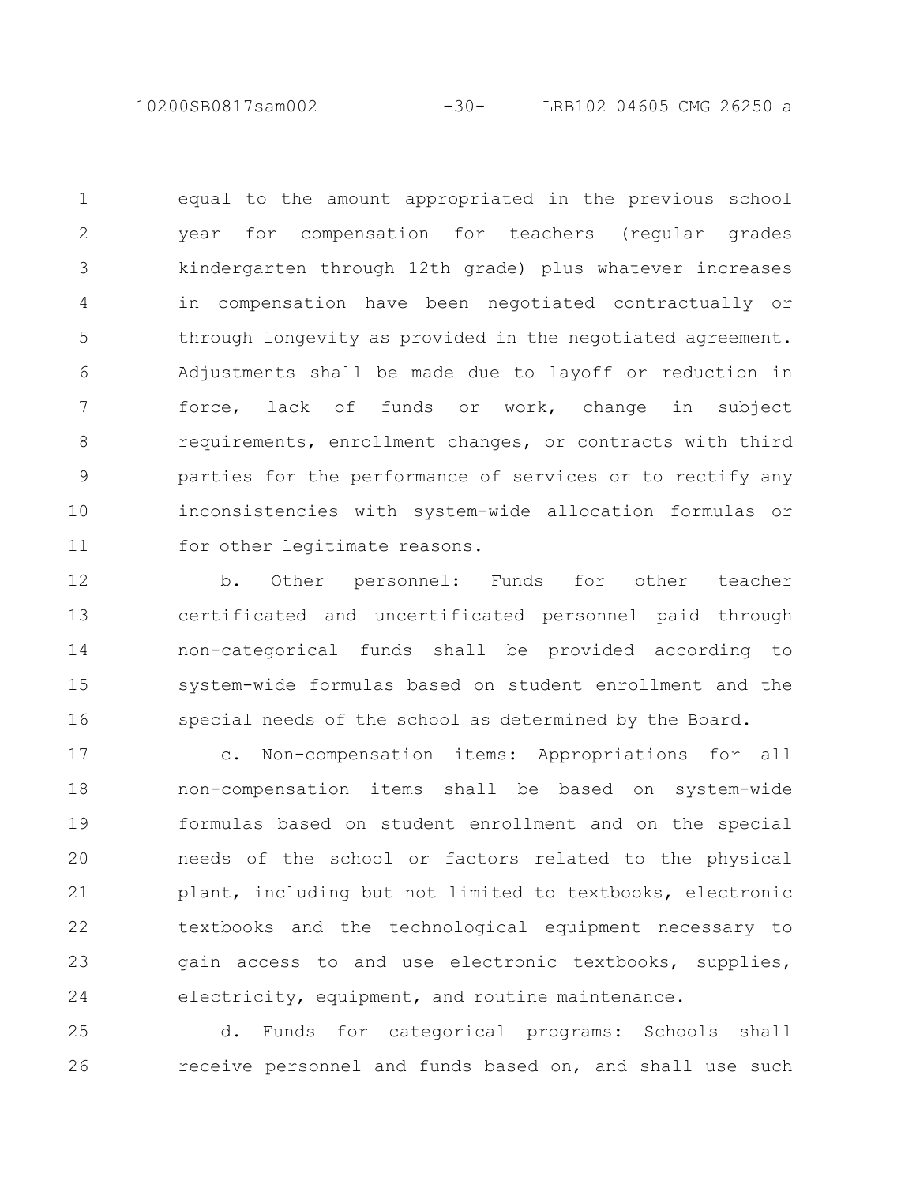equal to the amount appropriated in the previous school year for compensation for teachers (regular grades kindergarten through 12th grade) plus whatever increases in compensation have been negotiated contractually or through longevity as provided in the negotiated agreement. Adjustments shall be made due to layoff or reduction in force, lack of funds or work, change in subject requirements, enrollment changes, or contracts with third parties for the performance of services or to rectify any inconsistencies with system-wide allocation formulas or for other legitimate reasons.

b. Other personnel: Funds for other teacher certificated and uncertificated personnel paid through non-categorical funds shall be provided according to system-wide formulas based on student enrollment and the special needs of the school as determined by the Board.

c. Non-compensation items: Appropriations for all non-compensation items shall be based on system-wide formulas based on student enrollment and on the special needs of the school or factors related to the physical plant, including but not limited to textbooks, electronic textbooks and the technological equipment necessary to gain access to and use electronic textbooks, supplies, electricity, equipment, and routine maintenance.

d. Funds for categorical programs: Schools shall receive personnel and funds based on, and shall use such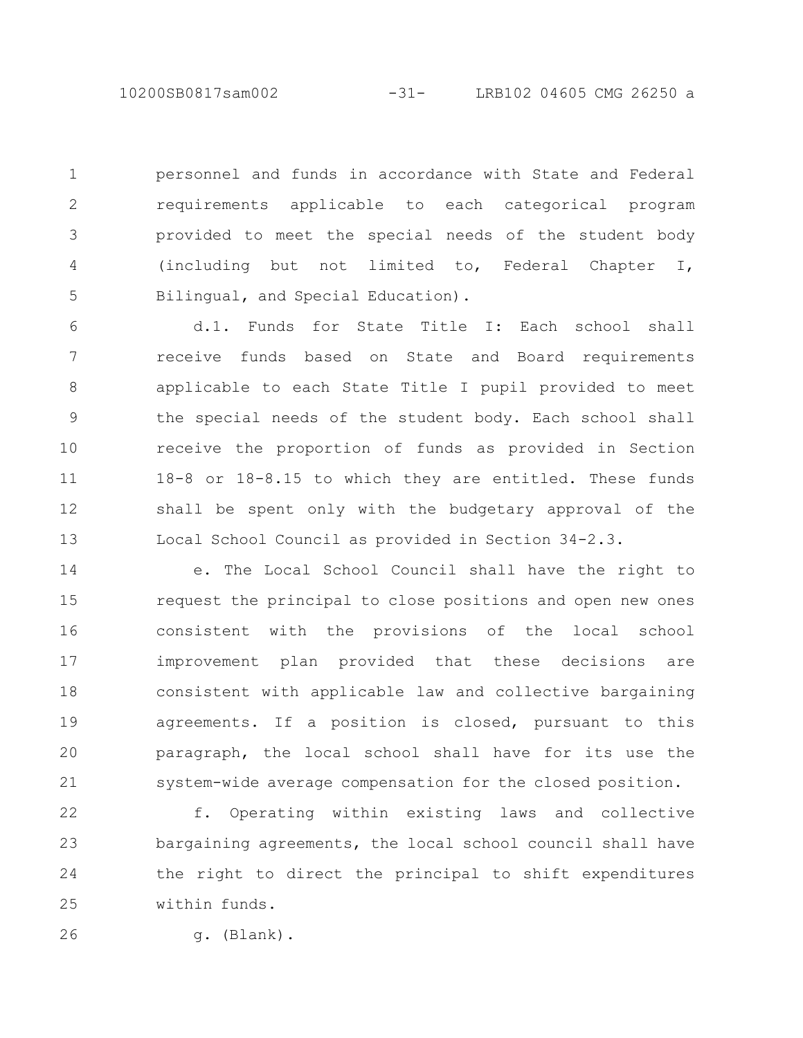personnel and funds in accordance with State and Federal requirements applicable to each categorical program provided to meet the special needs of the student body (including but not limited to, Federal Chapter I, Bilingual, and Special Education).

d.1. Funds for State Title I: Each school shall receive funds based on State and Board requirements applicable to each State Title I pupil provided to meet the special needs of the student body. Each school shall receive the proportion of funds as provided in Section 18-8 or 18-8.15 to which they are entitled. These funds shall be spent only with the budgetary approval of the Local School Council as provided in Section 34-2.3.

e. The Local School Council shall have the right to request the principal to close positions and open new ones consistent with the provisions of the local school improvement plan provided that these decisions are consistent with applicable law and collective bargaining agreements. If a position is closed, pursuant to this paragraph, the local school shall have for its use the system-wide average compensation for the closed position.

f. Operating within existing laws and collective bargaining agreements, the local school council shall have the right to direct the principal to shift expenditures within funds.

g. (Blank).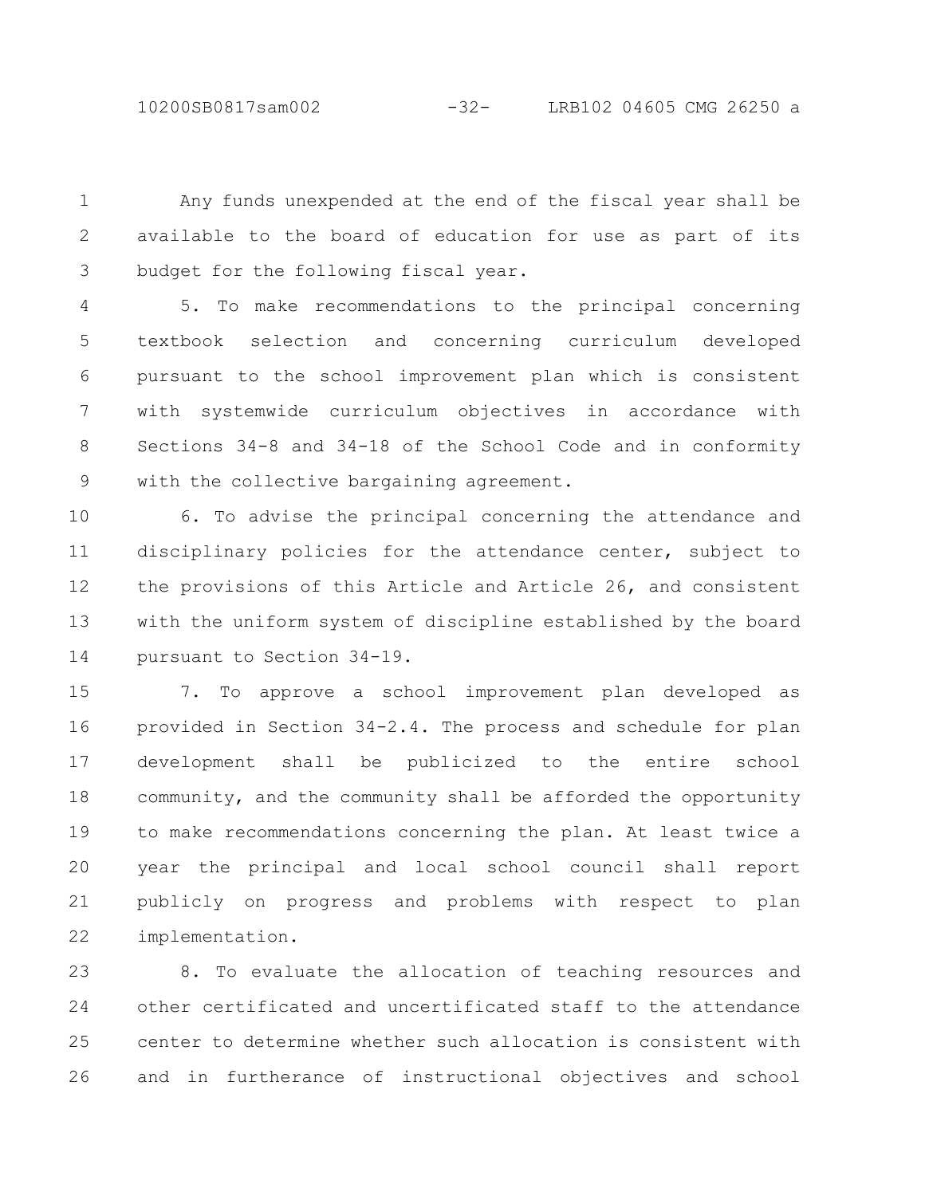Any funds unexpended at the end of the fiscal year shall be available to the board of education for use as part of its budget for the following fiscal year.

5. To make recommendations to the principal concerning textbook selection and concerning curriculum developed pursuant to the school improvement plan which is consistent with systemwide curriculum objectives in accordance with Sections 34-8 and 34-18 of the School Code and in conformity with the collective bargaining agreement.

6. To advise the principal concerning the attendance and disciplinary policies for the attendance center, subject to the provisions of this Article and Article 26, and consistent with the uniform system of discipline established by the board pursuant to Section 34-19.

7. To approve a school improvement plan developed as provided in Section 34-2.4. The process and schedule for plan development shall be publicized to the entire school community, and the community shall be afforded the opportunity to make recommendations concerning the plan. At least twice a year the principal and local school council shall report publicly on progress and problems with respect to plan implementation.

8. To evaluate the allocation of teaching resources and other certificated and uncertificated staff to the attendance center to determine whether such allocation is consistent with and in furtherance of instructional objectives and school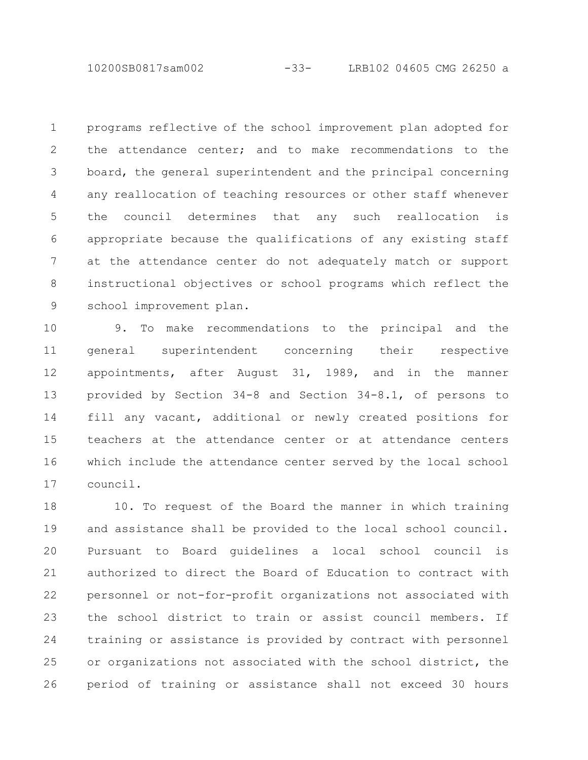programs reflective of the school improvement plan adopted for the attendance center; and to make recommendations to the board, the general superintendent and the principal concerning any reallocation of teaching resources or other staff whenever the council determines that any such reallocation is appropriate because the qualifications of any existing staff at the attendance center do not adequately match or support instructional objectives or school programs which reflect the school improvement plan.

9. To make recommendations to the principal and the general superintendent concerning their respective appointments, after August 31, 1989, and in the manner provided by Section 34-8 and Section 34-8.1, of persons to fill any vacant, additional or newly created positions for teachers at the attendance center or at attendance centers which include the attendance center served by the local school council.

10. To request of the Board the manner in which training and assistance shall be provided to the local school council. Pursuant to Board guidelines a local school council is authorized to direct the Board of Education to contract with personnel or not-for-profit organizations not associated with the school district to train or assist council members. If training or assistance is provided by contract with personnel or organizations not associated with the school district, the period of training or assistance shall not exceed 30 hours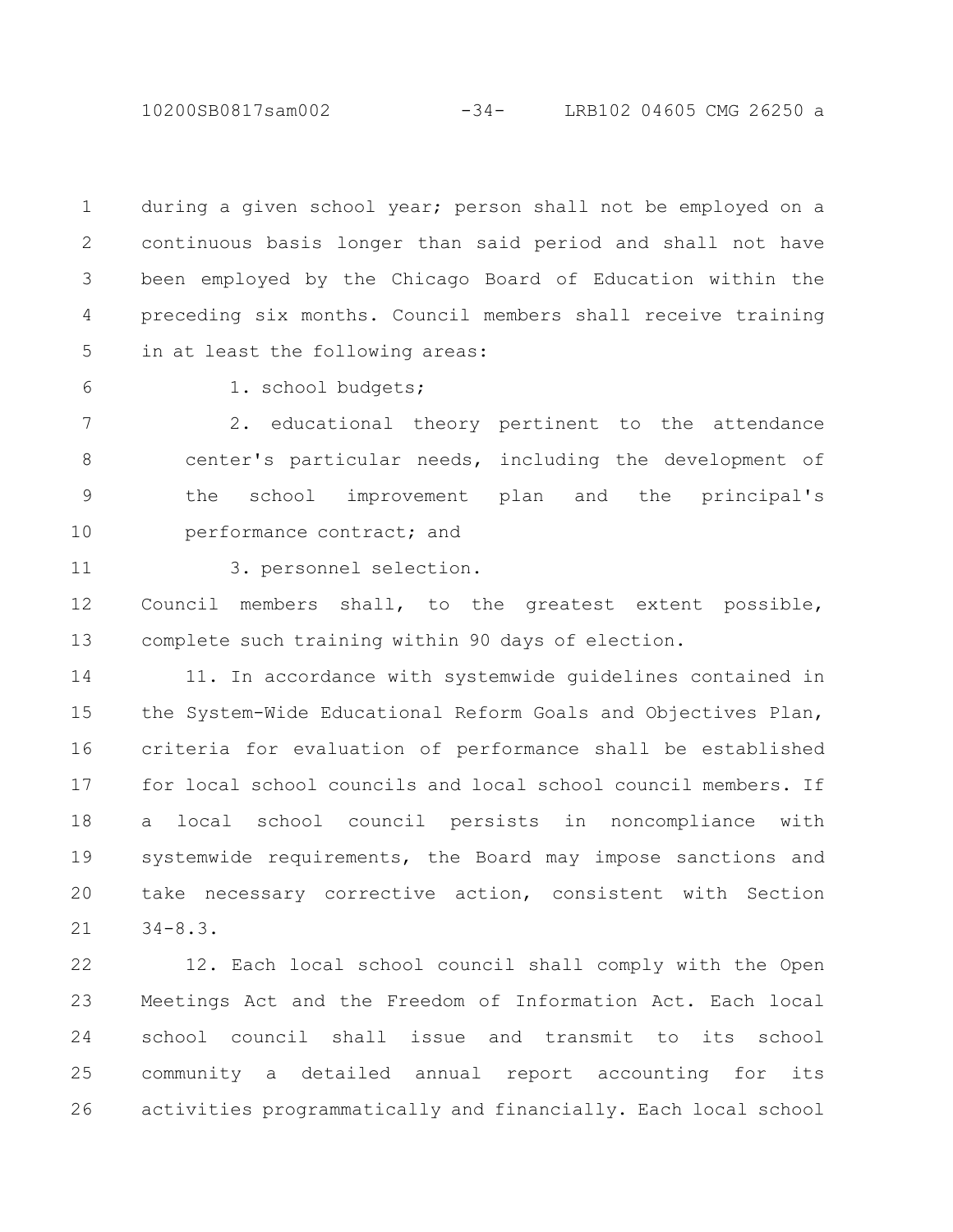during a given school year; person shall not be employed on a continuous basis longer than said period and shall not have been employed by the Chicago Board of Education within the preceding six months. Council members shall receive training in at least the following areas:

1. school budgets;

2. educational theory pertinent to the attendance center's particular needs, including the development of the school improvement plan and the principal's performance contract; and

3. personnel selection.

Council members shall, to the greatest extent possible, complete such training within 90 days of election.

11. In accordance with systemwide guidelines contained in the System-Wide Educational Reform Goals and Objectives Plan, criteria for evaluation of performance shall be established for local school councils and local school council members. If a local school council persists in noncompliance with systemwide requirements, the Board may impose sanctions and take necessary corrective action, consistent with Section 34-8.3.

12. Each local school council shall comply with the Open Meetings Act and the Freedom of Information Act. Each local school council shall issue and transmit to its school community a detailed annual report accounting for its activities programmatically and financially. Each local school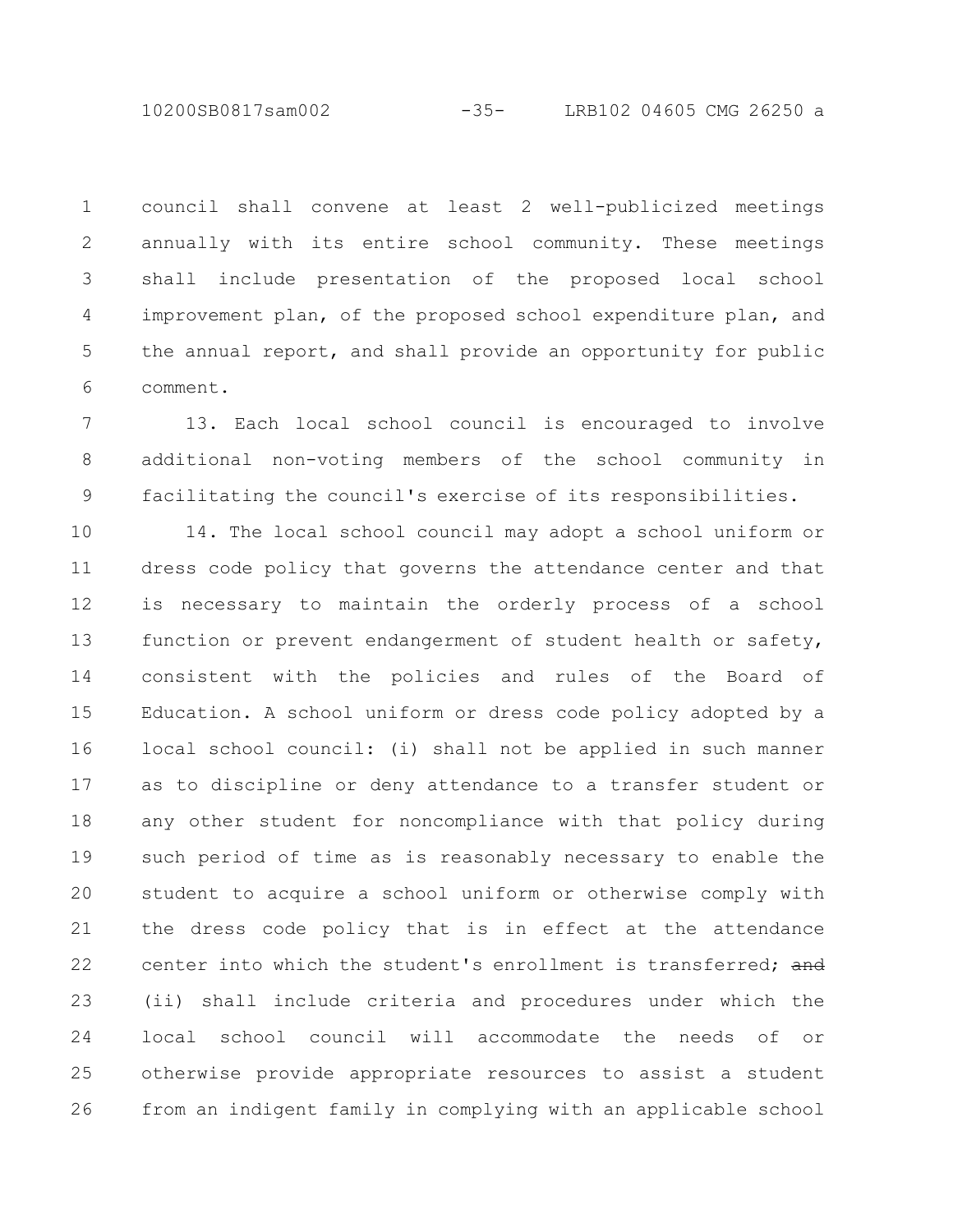council shall convene at least 2 well-publicized meetings annually with its entire school community. These meetings shall include presentation of the proposed local school improvement plan, of the proposed school expenditure plan, and the annual report, and shall provide an opportunity for public comment.

13. Each local school council is encouraged to involve additional non-voting members of the school community in facilitating the council's exercise of its responsibilities.

14. The local school council may adopt a school uniform or dress code policy that governs the attendance center and that is necessary to maintain the orderly process of a school function or prevent endangerment of student health or safety, consistent with the policies and rules of the Board of Education. A school uniform or dress code policy adopted by a local school council: (i) shall not be applied in such manner as to discipline or deny attendance to a transfer student or any other student for noncompliance with that policy during such period of time as is reasonably necessary to enable the student to acquire a school uniform or otherwise comply with the dress code policy that is in effect at the attendance center into which the student's enrollment is transferred; ~~and~~ (ii) shall include criteria and procedures under which the local school council will accommodate the needs of or otherwise provide appropriate resources to assist a student from an indigent family in complying with an applicable school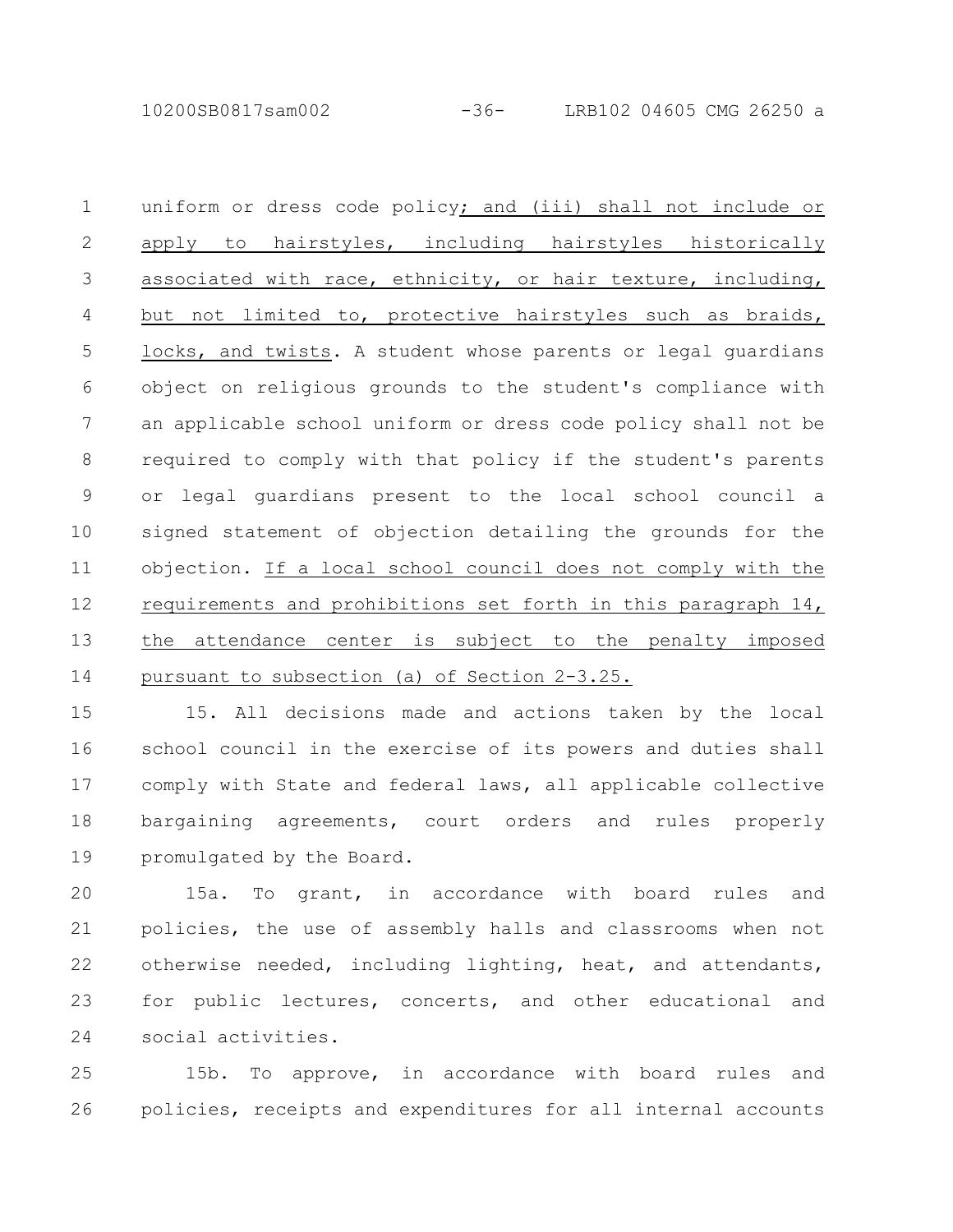uniform or dress code policy; and (iii) shall not include or apply to hairstyles, including hairstyles historically associated with race, ethnicity, or hair texture, including, but not limited to, protective hairstyles such as braids, locks, and twists. A student whose parents or legal guardians object on religious grounds to the student's compliance with an applicable school uniform or dress code policy shall not be required to comply with that policy if the student's parents or legal guardians present to the local school council a signed statement of objection detailing the grounds for the objection. If a local school council does not comply with the requirements and prohibitions set forth in this paragraph 14, the attendance center is subject to the penalty imposed pursuant to subsection (a) of Section 2-3.25.

15. All decisions made and actions taken by the local school council in the exercise of its powers and duties shall comply with State and federal laws, all applicable collective bargaining agreements, court orders and rules properly promulgated by the Board.

15a. To grant, in accordance with board rules and policies, the use of assembly halls and classrooms when not otherwise needed, including lighting, heat, and attendants, for public lectures, concerts, and other educational and social activities.

15b. To approve, in accordance with board rules and policies, receipts and expenditures for all internal accounts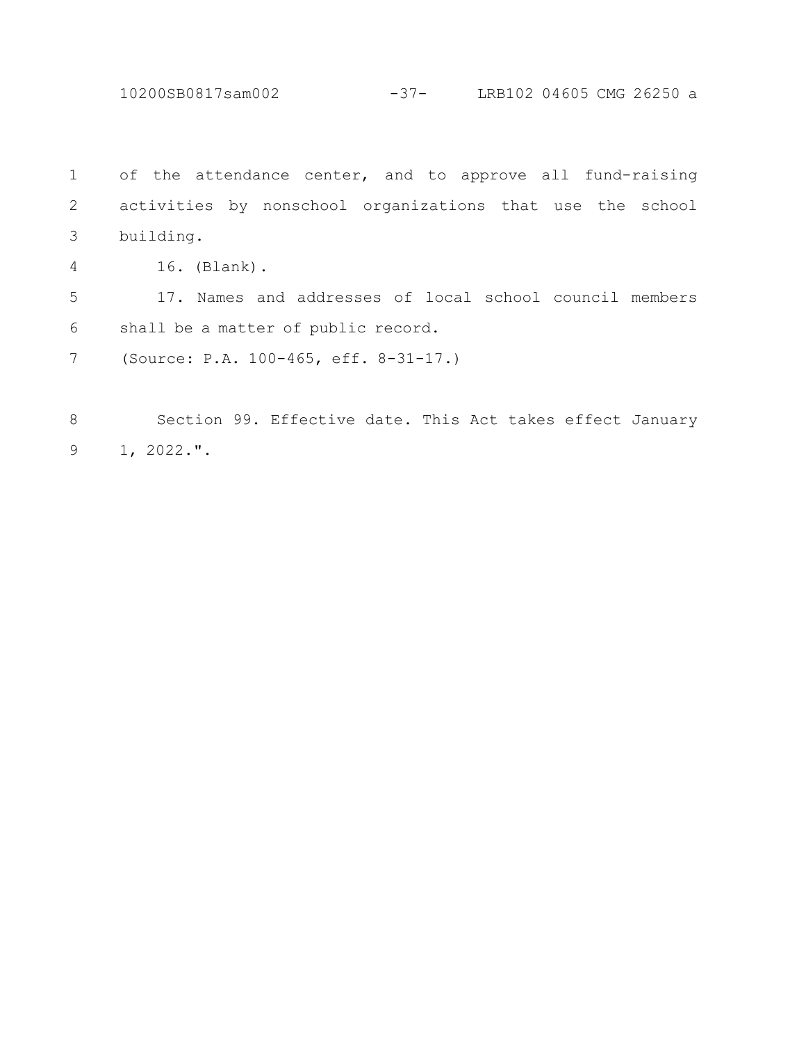of the attendance center, and to approve all fund-raising activities by nonschool organizations that use the school building.

16. (Blank).

17. Names and addresses of local school council members shall be a matter of public record.

(Source: P.A. 100-465, eff. 8-31-17.)

Section 99. Effective date. This Act takes effect January 1, 2022.".